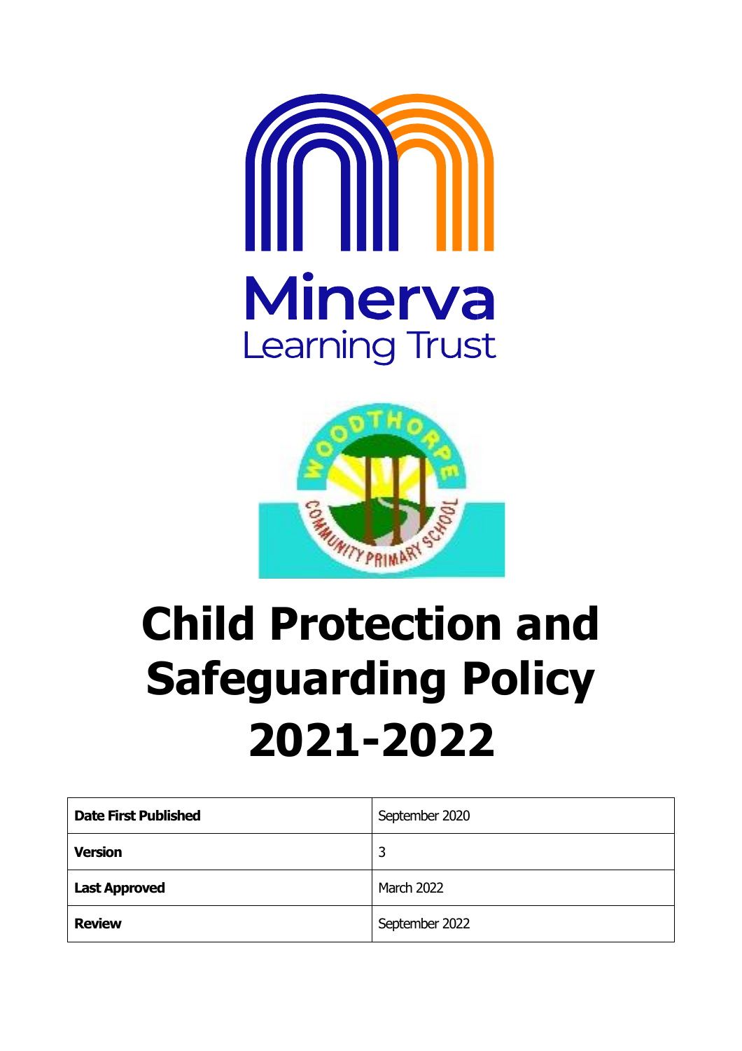Minerva
Learning Trust

# Child Protection and Safeguarding Policy 2021-2022

| Date First Published | September 2020 |
| --- | --- |
| Version | 3 |
| Last Approved | March 2022 |
| Review | September 2022 |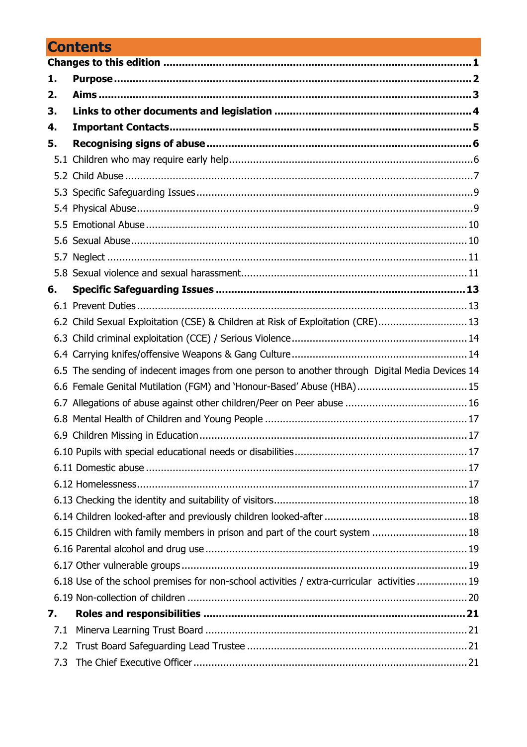# Contents

**Changes to this edition** ........................................................................ **1**

**1. Purpose** ........................................................................ **2**

**2. Aims** ........................................................................ **3**

**3. Links to other documents and legislation** ........................................................................ **4**

**4. Important Contacts** ........................................................................ **5**

**5. Recognising signs of abuse** ........................................................................ **6**

- 5.1 Children who may require early help ........................................................................ 6
- 5.2 Child Abuse ........................................................................ 7
- 5.3 Specific Safeguarding Issues ........................................................................ 9
- 5.4 Physical Abuse ........................................................................ 9
- 5.5 Emotional Abuse ........................................................................ 10
- 5.6 Sexual Abuse ........................................................................ 10
- 5.7 Neglect ........................................................................ 11
- 5.8 Sexual violence and sexual harassment ........................................................................ 11

**6. Specific Safeguarding Issues** ........................................................................ **13**

- 6.1 Prevent Duties ........................................................................ 13
- 6.2 Child Sexual Exploitation (CSE) & Children at Risk of Exploitation (CRE) ........................................................................ 13
- 6.3 Child criminal exploitation (CCE) / Serious Violence ........................................................................ 14
- 6.4 Carrying knifes/offensive Weapons & Gang Culture ........................................................................ 14
- 6.5 The sending of indecent images from one person to another through Digital Media Devices 14
- 6.6 Female Genital Mutilation (FGM) and 'Honour-Based' Abuse (HBA) ........................................................................ 15
- 6.7 Allegations of abuse against other children/Peer on Peer abuse ........................................................................ 16
- 6.8 Mental Health of Children and Young People ........................................................................ 17
- 6.9 Children Missing in Education ........................................................................ 17
- 6.10 Pupils with special educational needs or disabilities ........................................................................ 17
- 6.11 Domestic abuse ........................................................................ 17
- 6.12 Homelessness ........................................................................ 17
- 6.13 Checking the identity and suitability of visitors ........................................................................ 18
- 6.14 Children looked-after and previously children looked-after ........................................................................ 18
- 6.15 Children with family members in prison and part of the court system ........................................................................ 18
- 6.16 Parental alcohol and drug use ........................................................................ 19
- 6.17 Other vulnerable groups ........................................................................ 19
- 6.18 Use of the school premises for non-school activities / extra-curricular activities ........................................................................ 19
- 6.19 Non-collection of children ........................................................................ 20

**7. Roles and responsibilities** ........................................................................ **21**

- 7.1 Minerva Learning Trust Board ........................................................................ 21
- 7.2 Trust Board Safeguarding Lead Trustee ........................................................................ 21
- 7.3 The Chief Executive Officer ........................................................................ 21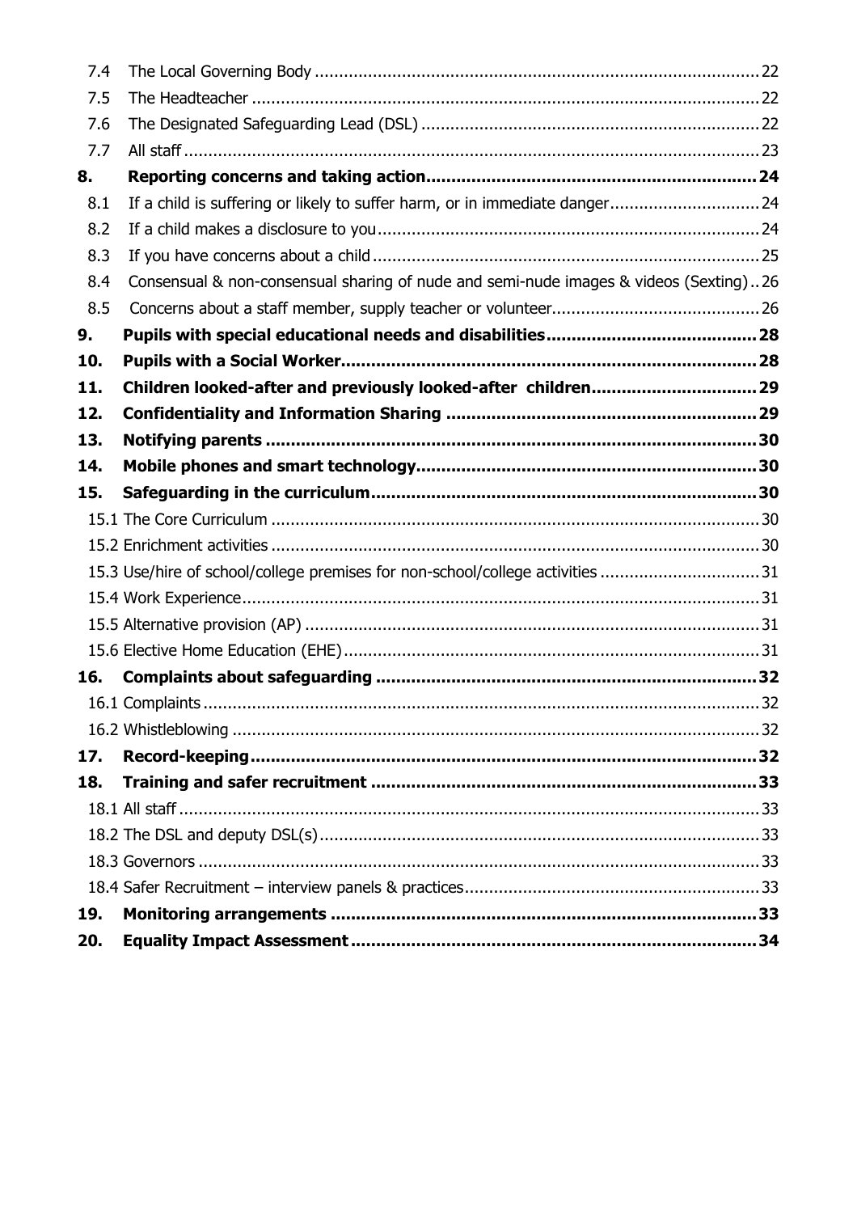| | | |
|---|---|---|
| 7.4 | The Local Governing Body | 22 |
| 7.5 | The Headteacher | 22 |
| 7.6 | The Designated Safeguarding Lead (DSL) | 22 |
| 7.7 | All staff | 23 |
| **8.** | **Reporting concerns and taking action** | **24** |
| 8.1 | If a child is suffering or likely to suffer harm, or in immediate danger | 24 |
| 8.2 | If a child makes a disclosure to you | 24 |
| 8.3 | If you have concerns about a child | 25 |
| 8.4 | Consensual & non-consensual sharing of nude and semi-nude images & videos (Sexting) | 26 |
| 8.5 | Concerns about a staff member, supply teacher or volunteer | 26 |
| **9.** | **Pupils with special educational needs and disabilities** | **28** |
| **10.** | **Pupils with a Social Worker** | **28** |
| **11.** | **Children looked-after and previously looked-after children** | **29** |
| **12.** | **Confidentiality and Information Sharing** | **29** |
| **13.** | **Notifying parents** | **30** |
| **14.** | **Mobile phones and smart technology** | **30** |
| **15.** | **Safeguarding in the curriculum** | **30** |
| 15.1 | The Core Curriculum | 30 |
| 15.2 | Enrichment activities | 30 |
| 15.3 | Use/hire of school/college premises for non-school/college activities | 31 |
| 15.4 | Work Experience | 31 |
| 15.5 | Alternative provision (AP) | 31 |
| 15.6 | Elective Home Education (EHE) | 31 |
| **16.** | **Complaints about safeguarding** | **32** |
| 16.1 | Complaints | 32 |
| 16.2 | Whistleblowing | 32 |
| **17.** | **Record-keeping** | **32** |
| **18.** | **Training and safer recruitment** | **33** |
| 18.1 | All staff | 33 |
| 18.2 | The DSL and deputy DSL(s) | 33 |
| 18.3 | Governors | 33 |
| 18.4 | Safer Recruitment – interview panels & practices | 33 |
| **19.** | **Monitoring arrangements** | **33** |
| **20.** | **Equality Impact Assessment** | **34** |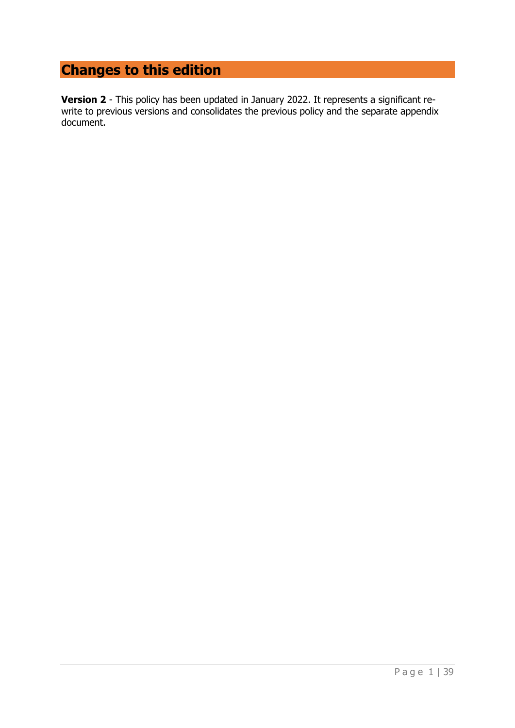# Changes to this edition

**Version 2** - This policy has been updated in January 2022. It represents a significant re-write to previous versions and consolidates the previous policy and the separate appendix document.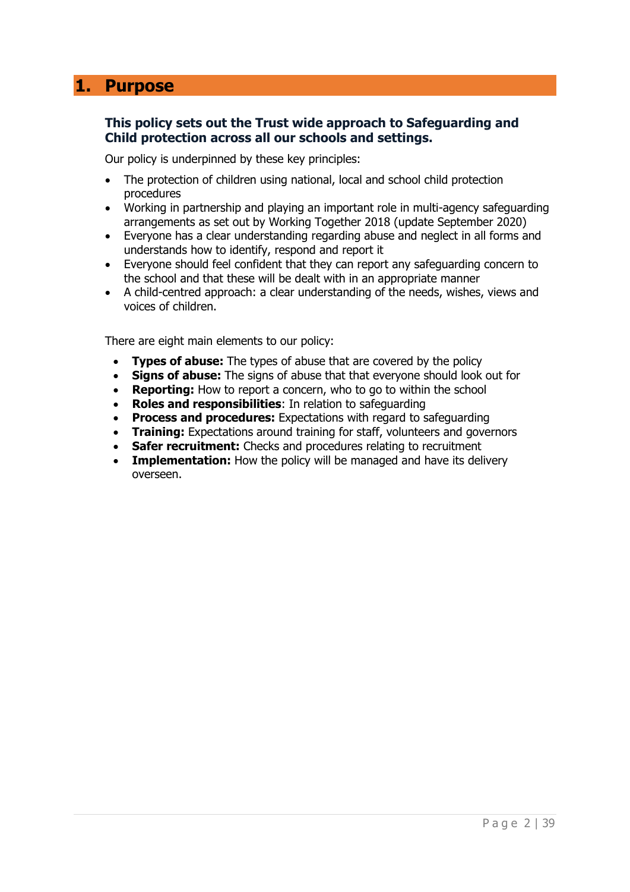# 1. Purpose

### This policy sets out the Trust wide approach to Safeguarding and Child protection across all our schools and settings.

Our policy is underpinned by these key principles:

- The protection of children using national, local and school child protection procedures
- Working in partnership and playing an important role in multi-agency safeguarding arrangements as set out by Working Together 2018 (update September 2020)
- Everyone has a clear understanding regarding abuse and neglect in all forms and understands how to identify, respond and report it
- Everyone should feel confident that they can report any safeguarding concern to the school and that these will be dealt with in an appropriate manner
- A child-centred approach: a clear understanding of the needs, wishes, views and voices of children.

There are eight main elements to our policy:

- **Types of abuse:** The types of abuse that are covered by the policy
- **Signs of abuse:** The signs of abuse that that everyone should look out for
- **Reporting:** How to report a concern, who to go to within the school
- **Roles and responsibilities**: In relation to safeguarding
- **Process and procedures:** Expectations with regard to safeguarding
- **Training:** Expectations around training for staff, volunteers and governors
- **Safer recruitment:** Checks and procedures relating to recruitment
- **Implementation:** How the policy will be managed and have its delivery overseen.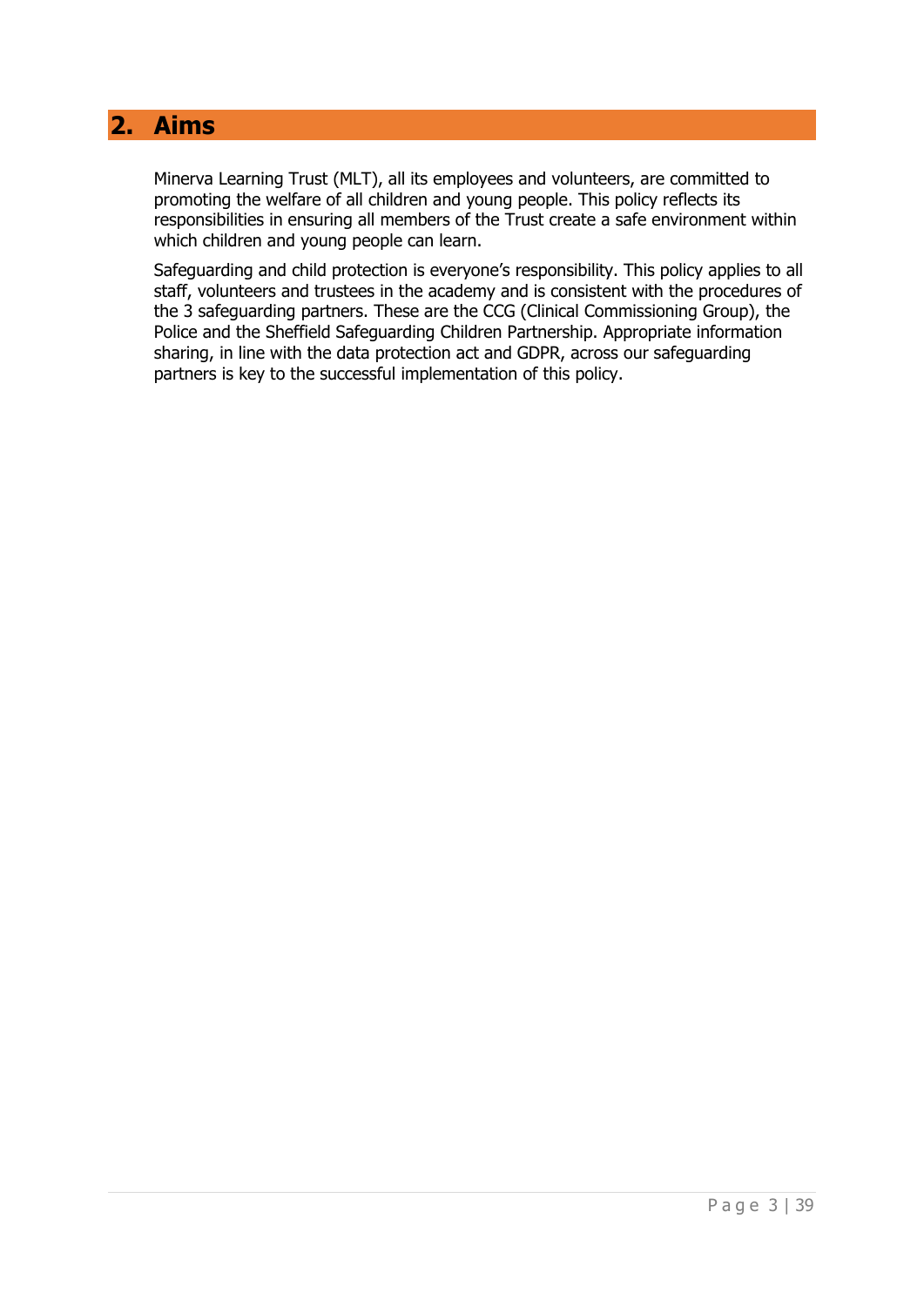## 2. Aims

Minerva Learning Trust (MLT), all its employees and volunteers, are committed to promoting the welfare of all children and young people. This policy reflects its responsibilities in ensuring all members of the Trust create a safe environment within which children and young people can learn.

Safeguarding and child protection is everyone's responsibility. This policy applies to all staff, volunteers and trustees in the academy and is consistent with the procedures of the 3 safeguarding partners. These are the CCG (Clinical Commissioning Group), the Police and the Sheffield Safeguarding Children Partnership. Appropriate information sharing, in line with the data protection act and GDPR, across our safeguarding partners is key to the successful implementation of this policy.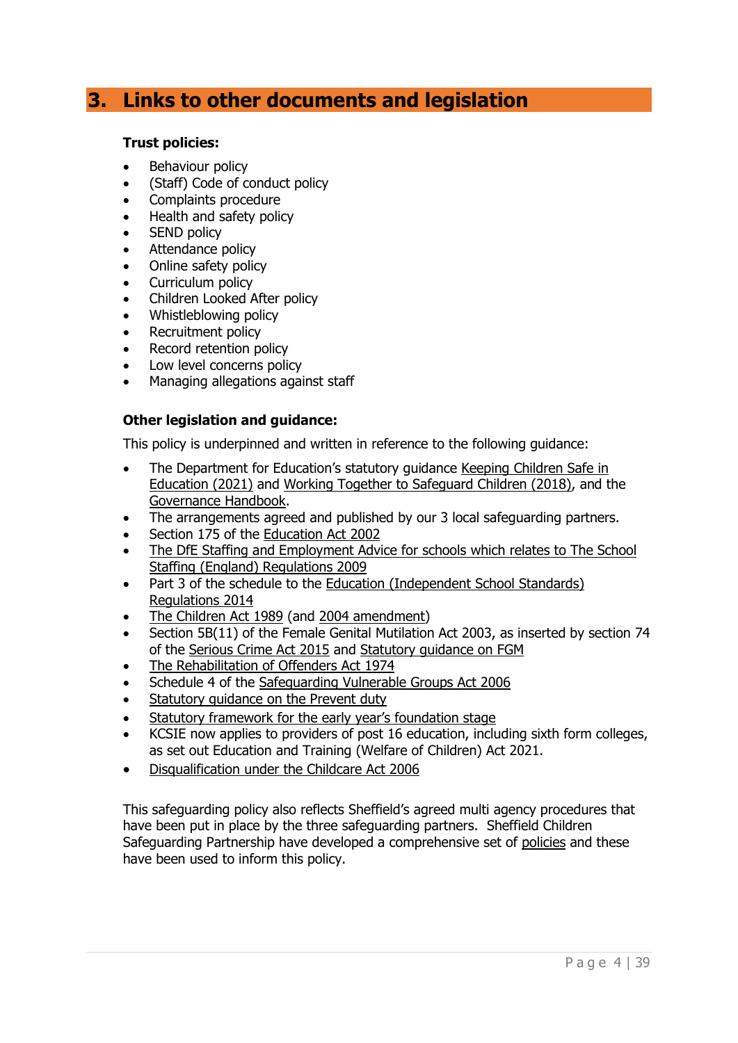## 3. Links to other documents and legislation

**Trust policies:**

- Behaviour policy
- (Staff) Code of conduct policy
- Complaints procedure
- Health and safety policy
- SEND policy
- Attendance policy
- Online safety policy
- Curriculum policy
- Children Looked After policy
- Whistleblowing policy
- Recruitment policy
- Record retention policy
- Low level concerns policy
- Managing allegations against staff

**Other legislation and guidance:**

This policy is underpinned and written in reference to the following guidance:

- The Department for Education's statutory guidance Keeping Children Safe in Education (2021) and Working Together to Safeguard Children (2018), and the Governance Handbook.
- The arrangements agreed and published by our 3 local safeguarding partners.
- Section 175 of the Education Act 2002
- The DfE Staffing and Employment Advice for schools which relates to The School Staffing (England) Regulations 2009
- Part 3 of the schedule to the Education (Independent School Standards) Regulations 2014
- The Children Act 1989 (and 2004 amendment)
- Section 5B(11) of the Female Genital Mutilation Act 2003, as inserted by section 74 of the Serious Crime Act 2015 and Statutory guidance on FGM
- The Rehabilitation of Offenders Act 1974
- Schedule 4 of the Safeguarding Vulnerable Groups Act 2006
- Statutory guidance on the Prevent duty
- Statutory framework for the early year's foundation stage
- KCSIE now applies to providers of post 16 education, including sixth form colleges, as set out Education and Training (Welfare of Children) Act 2021.
- Disqualification under the Childcare Act 2006

This safeguarding policy also reflects Sheffield's agreed multi agency procedures that have been put in place by the three safeguarding partners. Sheffield Children Safeguarding Partnership have developed a comprehensive set of policies and these have been used to inform this policy.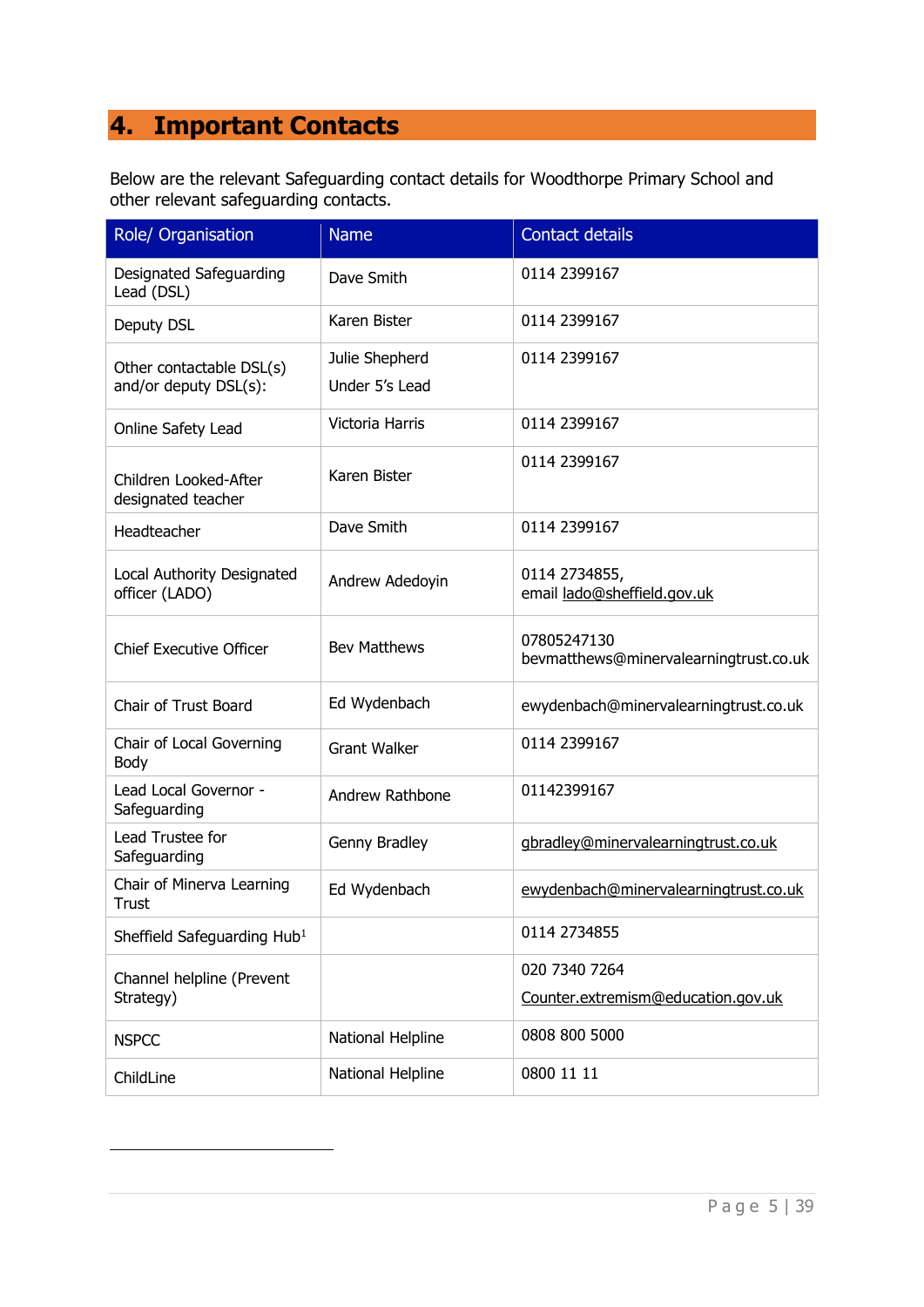## 4. Important Contacts

Below are the relevant Safeguarding contact details for Woodthorpe Primary School and other relevant safeguarding contacts.

| Role/ Organisation | Name | Contact details |
|---|---|---|
| Designated Safeguarding Lead (DSL) | Dave Smith | 0114 2399167 |
| Deputy DSL | Karen Bister | 0114 2399167 |
| Other contactable DSL(s) and/or deputy DSL(s): | Julie Shepherd<br>Under 5's Lead | 0114 2399167 |
| Online Safety Lead | Victoria Harris | 0114 2399167 |
| Children Looked-After designated teacher | Karen Bister | 0114 2399167 |
| Headteacher | Dave Smith | 0114 2399167 |
| Local Authority Designated officer (LADO) | Andrew Adedoyin | 0114 2734855,<br>email lado@sheffield.gov.uk |
| Chief Executive Officer | Bev Matthews | 07805247130<br>bevmatthews@minervalearningtrust.co.uk |
| Chair of Trust Board | Ed Wydenbach | ewydenbach@minervalearningtrust.co.uk |
| Chair of Local Governing Body | Grant Walker | 0114 2399167 |
| Lead Local Governor - Safeguarding | Andrew Rathbone | 01142399167 |
| Lead Trustee for Safeguarding | Genny Bradley | gbradley@minervalearningtrust.co.uk |
| Chair of Minerva Learning Trust | Ed Wydenbach | ewydenbach@minervalearningtrust.co.uk |
| Sheffield Safeguarding Hub[1] | | 0114 2734855 |
| Channel helpline (Prevent Strategy) | | 020 7340 7264<br>Counter.extremism@education.gov.uk |
| NSPCC | National Helpline | 0808 800 5000 |
| ChildLine | National Helpline | 0800 11 11 |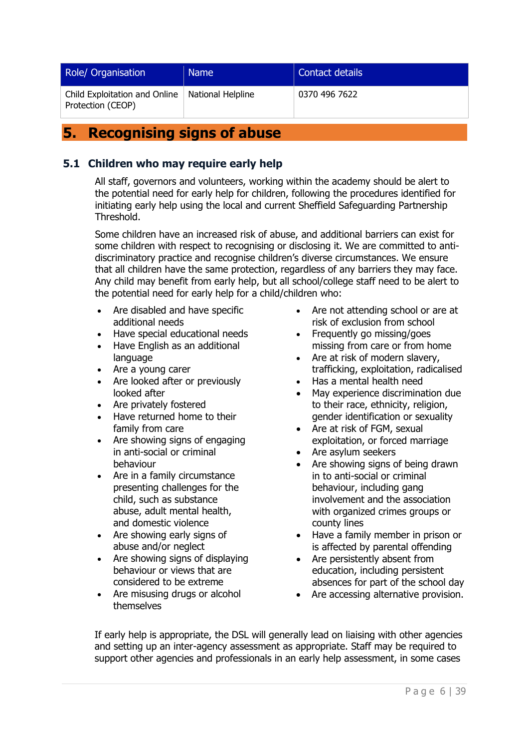| Role/ Organisation | Name | Contact details |
| --- | --- | --- |
| Child Exploitation and Online Protection (CEOP) | National Helpline | 0370 496 7622 |

# 5. Recognising signs of abuse

## 5.1 Children who may require early help

All staff, governors and volunteers, working within the academy should be alert to the potential need for early help for children, following the procedures identified for initiating early help using the local and current Sheffield Safeguarding Partnership Threshold.

Some children have an increased risk of abuse, and additional barriers can exist for some children with respect to recognising or disclosing it. We are committed to anti-discriminatory practice and recognise children's diverse circumstances. We ensure that all children have the same protection, regardless of any barriers they may face. Any child may benefit from early help, but all school/college staff need to be alert to the potential need for early help for a child/children who:

- Are disabled and have specific additional needs
- Have special educational needs
- Have English as an additional language
- Are a young carer
- Are looked after or previously looked after
- Are privately fostered
- Have returned home to their family from care
- Are showing signs of engaging in anti-social or criminal behaviour
- Are in a family circumstance presenting challenges for the child, such as substance abuse, adult mental health, and domestic violence
- Are showing early signs of abuse and/or neglect
- Are showing signs of displaying behaviour or views that are considered to be extreme
- Are misusing drugs or alcohol themselves
- Are not attending school or are at risk of exclusion from school
- Frequently go missing/goes missing from care or from home
- Are at risk of modern slavery, trafficking, exploitation, radicalised
- Has a mental health need
- May experience discrimination due to their race, ethnicity, religion, gender identification or sexuality
- Are at risk of FGM, sexual exploitation, or forced marriage
- Are asylum seekers
- Are showing signs of being drawn in to anti-social or criminal behaviour, including gang involvement and the association with organized crimes groups or county lines
- Have a family member in prison or is affected by parental offending
- Are persistently absent from education, including persistent absences for part of the school day
- Are accessing alternative provision.

If early help is appropriate, the DSL will generally lead on liaising with other agencies and setting up an inter-agency assessment as appropriate. Staff may be required to support other agencies and professionals in an early help assessment, in some cases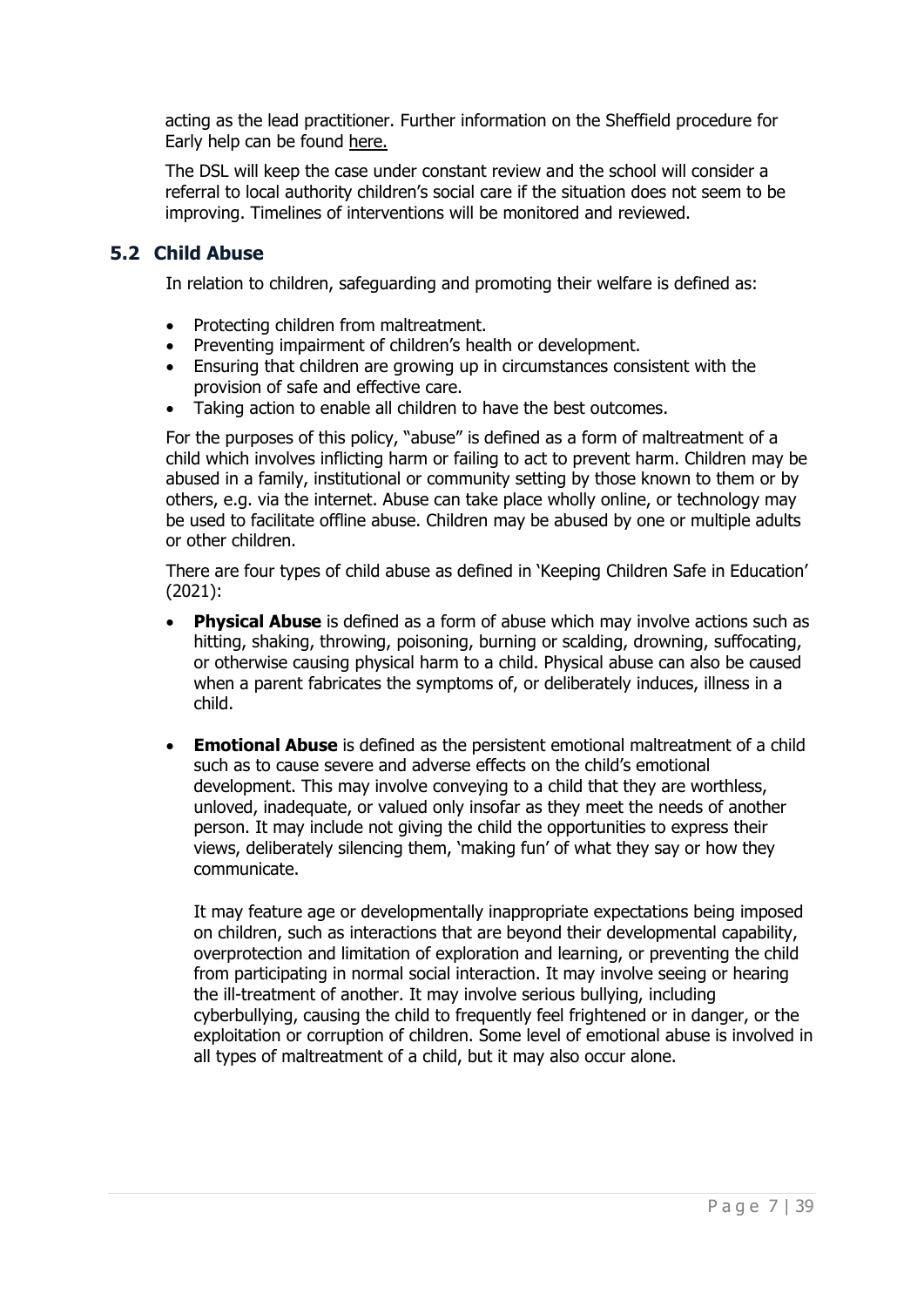acting as the lead practitioner. Further information on the Sheffield procedure for Early help can be found here.

The DSL will keep the case under constant review and the school will consider a referral to local authority children's social care if the situation does not seem to be improving. Timelines of interventions will be monitored and reviewed.

## 5.2 Child Abuse

In relation to children, safeguarding and promoting their welfare is defined as:

- Protecting children from maltreatment.
- Preventing impairment of children's health or development.
- Ensuring that children are growing up in circumstances consistent with the provision of safe and effective care.
- Taking action to enable all children to have the best outcomes.

For the purposes of this policy, "abuse" is defined as a form of maltreatment of a child which involves inflicting harm or failing to act to prevent harm. Children may be abused in a family, institutional or community setting by those known to them or by others, e.g. via the internet. Abuse can take place wholly online, or technology may be used to facilitate offline abuse. Children may be abused by one or multiple adults or other children.

There are four types of child abuse as defined in 'Keeping Children Safe in Education' (2021):

- **Physical Abuse** is defined as a form of abuse which may involve actions such as hitting, shaking, throwing, poisoning, burning or scalding, drowning, suffocating, or otherwise causing physical harm to a child. Physical abuse can also be caused when a parent fabricates the symptoms of, or deliberately induces, illness in a child.

- **Emotional Abuse** is defined as the persistent emotional maltreatment of a child such as to cause severe and adverse effects on the child's emotional development. This may involve conveying to a child that they are worthless, unloved, inadequate, or valued only insofar as they meet the needs of another person. It may include not giving the child the opportunities to express their views, deliberately silencing them, 'making fun' of what they say or how they communicate.

  It may feature age or developmentally inappropriate expectations being imposed on children, such as interactions that are beyond their developmental capability, overprotection and limitation of exploration and learning, or preventing the child from participating in normal social interaction. It may involve seeing or hearing the ill-treatment of another. It may involve serious bullying, including cyberbullying, causing the child to frequently feel frightened or in danger, or the exploitation or corruption of children. Some level of emotional abuse is involved in all types of maltreatment of a child, but it may also occur alone.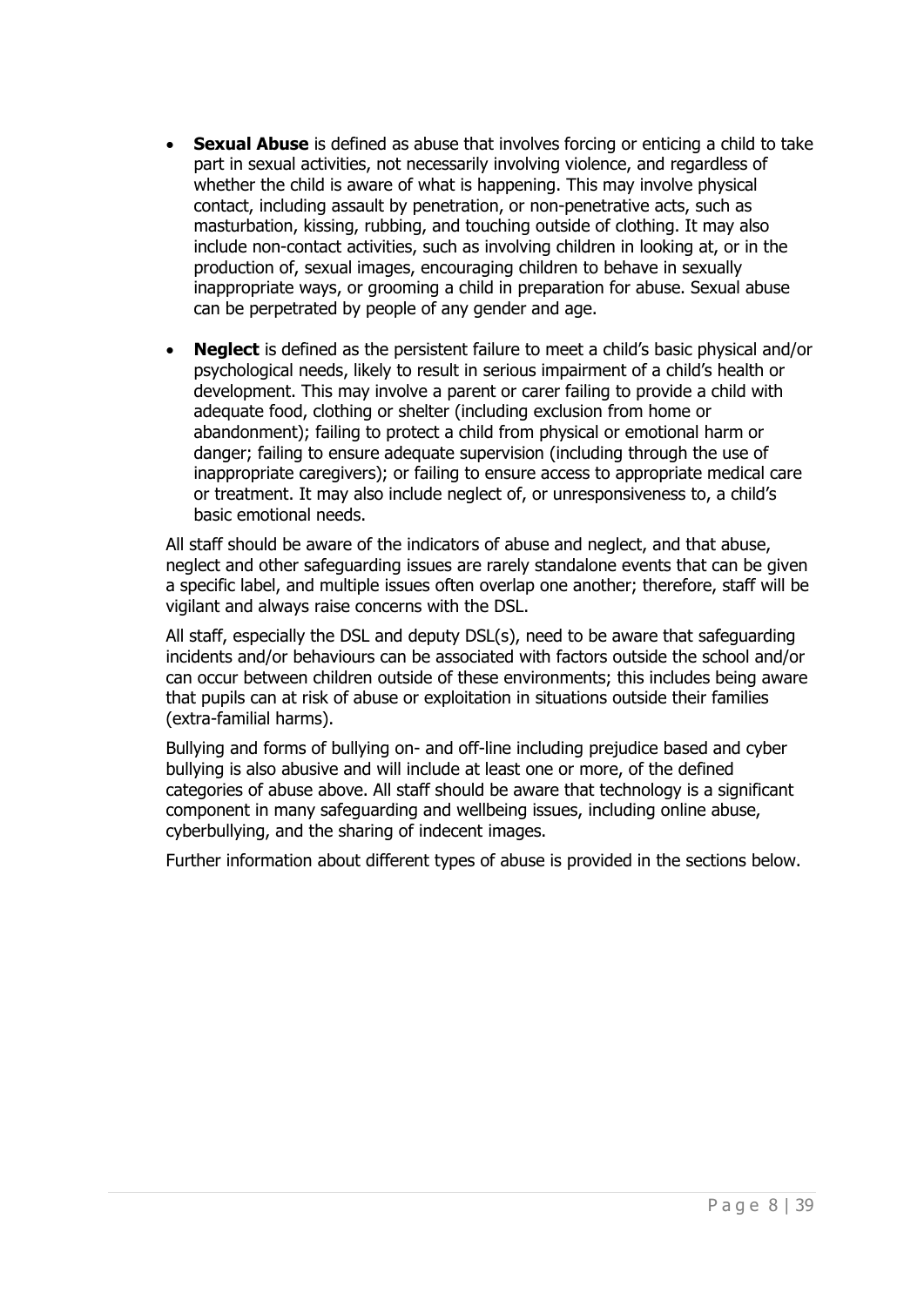- **Sexual Abuse** is defined as abuse that involves forcing or enticing a child to take part in sexual activities, not necessarily involving violence, and regardless of whether the child is aware of what is happening. This may involve physical contact, including assault by penetration, or non-penetrative acts, such as masturbation, kissing, rubbing, and touching outside of clothing. It may also include non-contact activities, such as involving children in looking at, or in the production of, sexual images, encouraging children to behave in sexually inappropriate ways, or grooming a child in preparation for abuse. Sexual abuse can be perpetrated by people of any gender and age.

- **Neglect** is defined as the persistent failure to meet a child's basic physical and/or psychological needs, likely to result in serious impairment of a child's health or development. This may involve a parent or carer failing to provide a child with adequate food, clothing or shelter (including exclusion from home or abandonment); failing to protect a child from physical or emotional harm or danger; failing to ensure adequate supervision (including through the use of inappropriate caregivers); or failing to ensure access to appropriate medical care or treatment. It may also include neglect of, or unresponsiveness to, a child's basic emotional needs.

All staff should be aware of the indicators of abuse and neglect, and that abuse, neglect and other safeguarding issues are rarely standalone events that can be given a specific label, and multiple issues often overlap one another; therefore, staff will be vigilant and always raise concerns with the DSL.

All staff, especially the DSL and deputy DSL(s), need to be aware that safeguarding incidents and/or behaviours can be associated with factors outside the school and/or can occur between children outside of these environments; this includes being aware that pupils can at risk of abuse or exploitation in situations outside their families (extra-familial harms).

Bullying and forms of bullying on- and off-line including prejudice based and cyber bullying is also abusive and will include at least one or more, of the defined categories of abuse above. All staff should be aware that technology is a significant component in many safeguarding and wellbeing issues, including online abuse, cyberbullying, and the sharing of indecent images.

Further information about different types of abuse is provided in the sections below.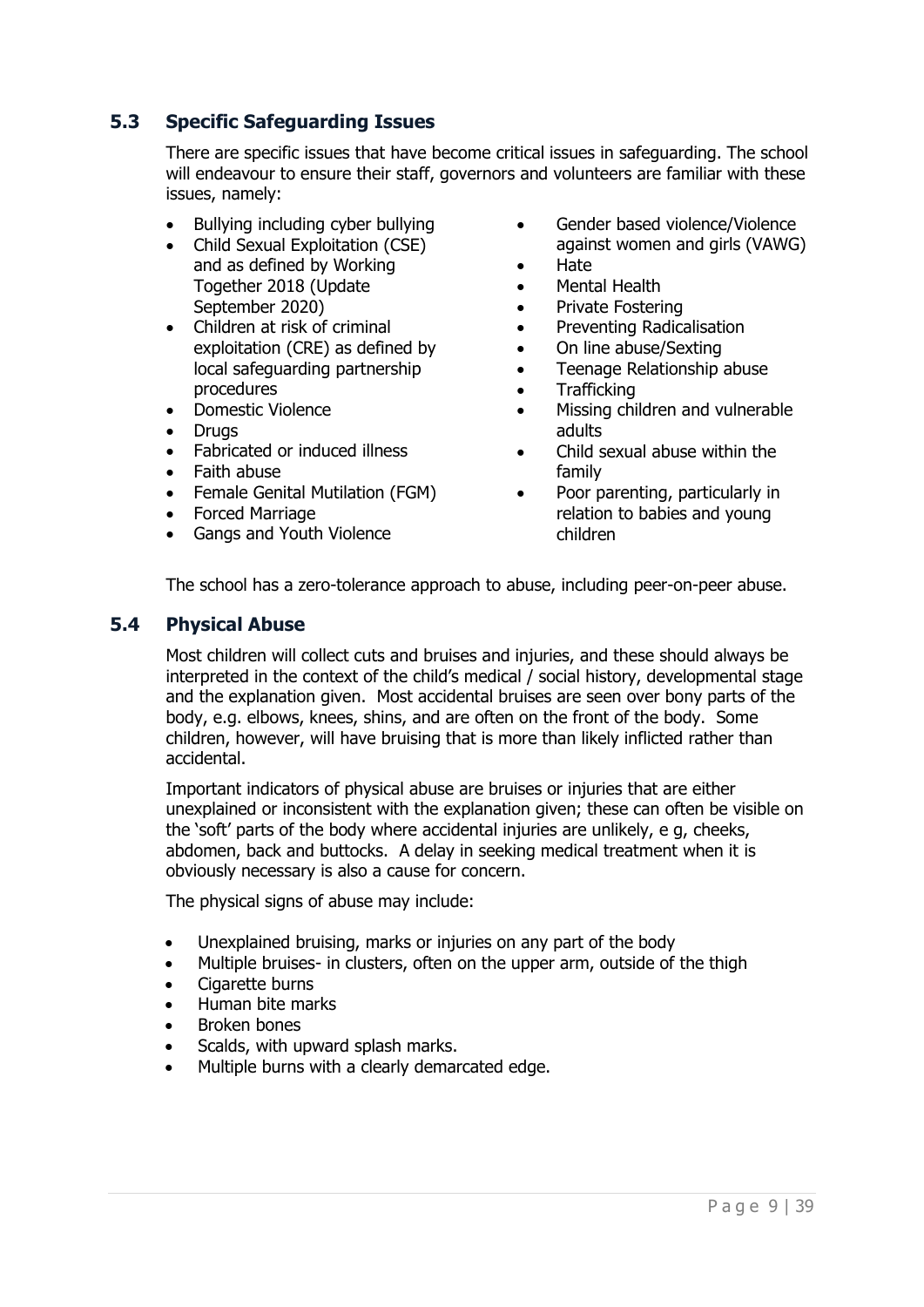## 5.3 Specific Safeguarding Issues

There are specific issues that have become critical issues in safeguarding. The school will endeavour to ensure their staff, governors and volunteers are familiar with these issues, namely:

- Bullying including cyber bullying
- Child Sexual Exploitation (CSE) and as defined by Working Together 2018 (Update September 2020)
- Children at risk of criminal exploitation (CRE) as defined by local safeguarding partnership procedures
- Domestic Violence
- Drugs
- Fabricated or induced illness
- Faith abuse
- Female Genital Mutilation (FGM)
- Forced Marriage
- Gangs and Youth Violence
- Gender based violence/Violence against women and girls (VAWG)
- Hate
- Mental Health
- Private Fostering
- Preventing Radicalisation
- On line abuse/Sexting
- Teenage Relationship abuse
- Trafficking
- Missing children and vulnerable adults
- Child sexual abuse within the family
- Poor parenting, particularly in relation to babies and young children

The school has a zero-tolerance approach to abuse, including peer-on-peer abuse.

## 5.4 Physical Abuse

Most children will collect cuts and bruises and injuries, and these should always be interpreted in the context of the child's medical / social history, developmental stage and the explanation given. Most accidental bruises are seen over bony parts of the body, e.g. elbows, knees, shins, and are often on the front of the body. Some children, however, will have bruising that is more than likely inflicted rather than accidental.

Important indicators of physical abuse are bruises or injuries that are either unexplained or inconsistent with the explanation given; these can often be visible on the 'soft' parts of the body where accidental injuries are unlikely, e g, cheeks, abdomen, back and buttocks. A delay in seeking medical treatment when it is obviously necessary is also a cause for concern.

The physical signs of abuse may include:

- Unexplained bruising, marks or injuries on any part of the body
- Multiple bruises- in clusters, often on the upper arm, outside of the thigh
- Cigarette burns
- Human bite marks
- Broken bones
- Scalds, with upward splash marks.
- Multiple burns with a clearly demarcated edge.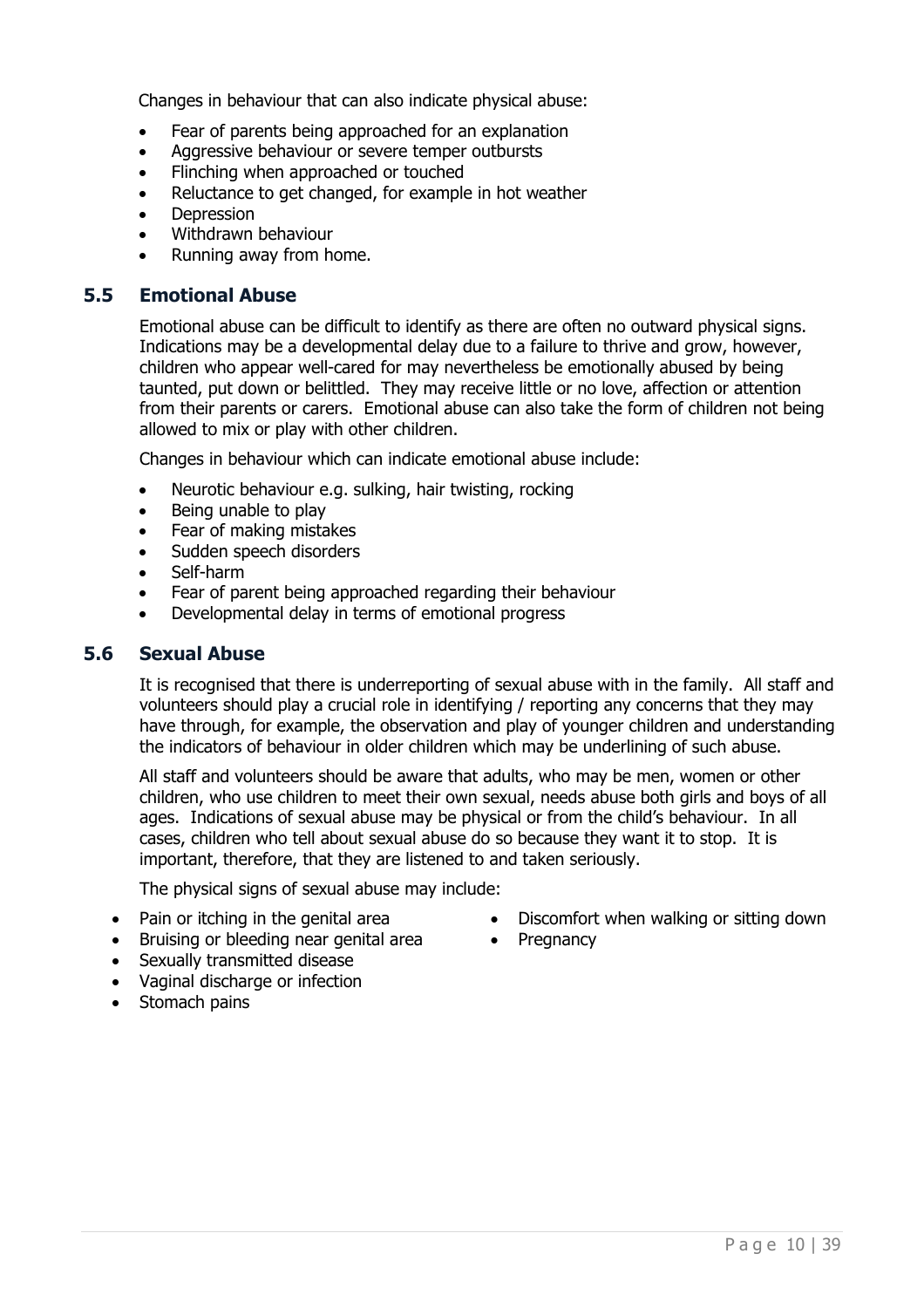Changes in behaviour that can also indicate physical abuse:

- Fear of parents being approached for an explanation
- Aggressive behaviour or severe temper outbursts
- Flinching when approached or touched
- Reluctance to get changed, for example in hot weather
- Depression
- Withdrawn behaviour
- Running away from home.

## 5.5 Emotional Abuse

Emotional abuse can be difficult to identify as there are often no outward physical signs. Indications may be a developmental delay due to a failure to thrive and grow, however, children who appear well-cared for may nevertheless be emotionally abused by being taunted, put down or belittled. They may receive little or no love, affection or attention from their parents or carers. Emotional abuse can also take the form of children not being allowed to mix or play with other children.

Changes in behaviour which can indicate emotional abuse include:

- Neurotic behaviour e.g. sulking, hair twisting, rocking
- Being unable to play
- Fear of making mistakes
- Sudden speech disorders
- Self-harm
- Fear of parent being approached regarding their behaviour
- Developmental delay in terms of emotional progress

## 5.6 Sexual Abuse

It is recognised that there is underreporting of sexual abuse with in the family. All staff and volunteers should play a crucial role in identifying / reporting any concerns that they may have through, for example, the observation and play of younger children and understanding the indicators of behaviour in older children which may be underlining of such abuse.

All staff and volunteers should be aware that adults, who may be men, women or other children, who use children to meet their own sexual, needs abuse both girls and boys of all ages. Indications of sexual abuse may be physical or from the child's behaviour. In all cases, children who tell about sexual abuse do so because they want it to stop. It is important, therefore, that they are listened to and taken seriously.

The physical signs of sexual abuse may include:

- Pain or itching in the genital area
- Bruising or bleeding near genital area
- Sexually transmitted disease
- Vaginal discharge or infection
- Stomach pains
- Discomfort when walking or sitting down
- Pregnancy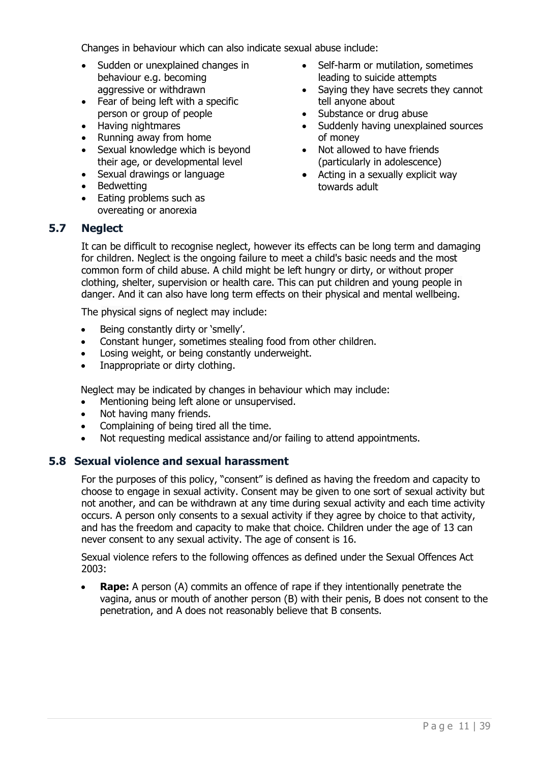Changes in behaviour which can also indicate sexual abuse include:

- Sudden or unexplained changes in behaviour e.g. becoming aggressive or withdrawn
- Fear of being left with a specific person or group of people
- Having nightmares
- Running away from home
- Sexual knowledge which is beyond their age, or developmental level
- Sexual drawings or language
- Bedwetting
- Eating problems such as overeating or anorexia
- Self-harm or mutilation, sometimes leading to suicide attempts
- Saying they have secrets they cannot tell anyone about
- Substance or drug abuse
- Suddenly having unexplained sources of money
- Not allowed to have friends (particularly in adolescence)
- Acting in a sexually explicit way towards adult

## 5.7 Neglect

It can be difficult to recognise neglect, however its effects can be long term and damaging for children. Neglect is the ongoing failure to meet a child's basic needs and the most common form of child abuse. A child might be left hungry or dirty, or without proper clothing, shelter, supervision or health care. This can put children and young people in danger. And it can also have long term effects on their physical and mental wellbeing.

The physical signs of neglect may include:

- Being constantly dirty or 'smelly'.
- Constant hunger, sometimes stealing food from other children.
- Losing weight, or being constantly underweight.
- Inappropriate or dirty clothing.

Neglect may be indicated by changes in behaviour which may include:

- Mentioning being left alone or unsupervised.
- Not having many friends.
- Complaining of being tired all the time.
- Not requesting medical assistance and/or failing to attend appointments.

## 5.8 Sexual violence and sexual harassment

For the purposes of this policy, "consent" is defined as having the freedom and capacity to choose to engage in sexual activity. Consent may be given to one sort of sexual activity but not another, and can be withdrawn at any time during sexual activity and each time activity occurs. A person only consents to a sexual activity if they agree by choice to that activity, and has the freedom and capacity to make that choice. Children under the age of 13 can never consent to any sexual activity. The age of consent is 16.

Sexual violence refers to the following offences as defined under the Sexual Offences Act 2003:

- **Rape:** A person (A) commits an offence of rape if they intentionally penetrate the vagina, anus or mouth of another person (B) with their penis, B does not consent to the penetration, and A does not reasonably believe that B consents.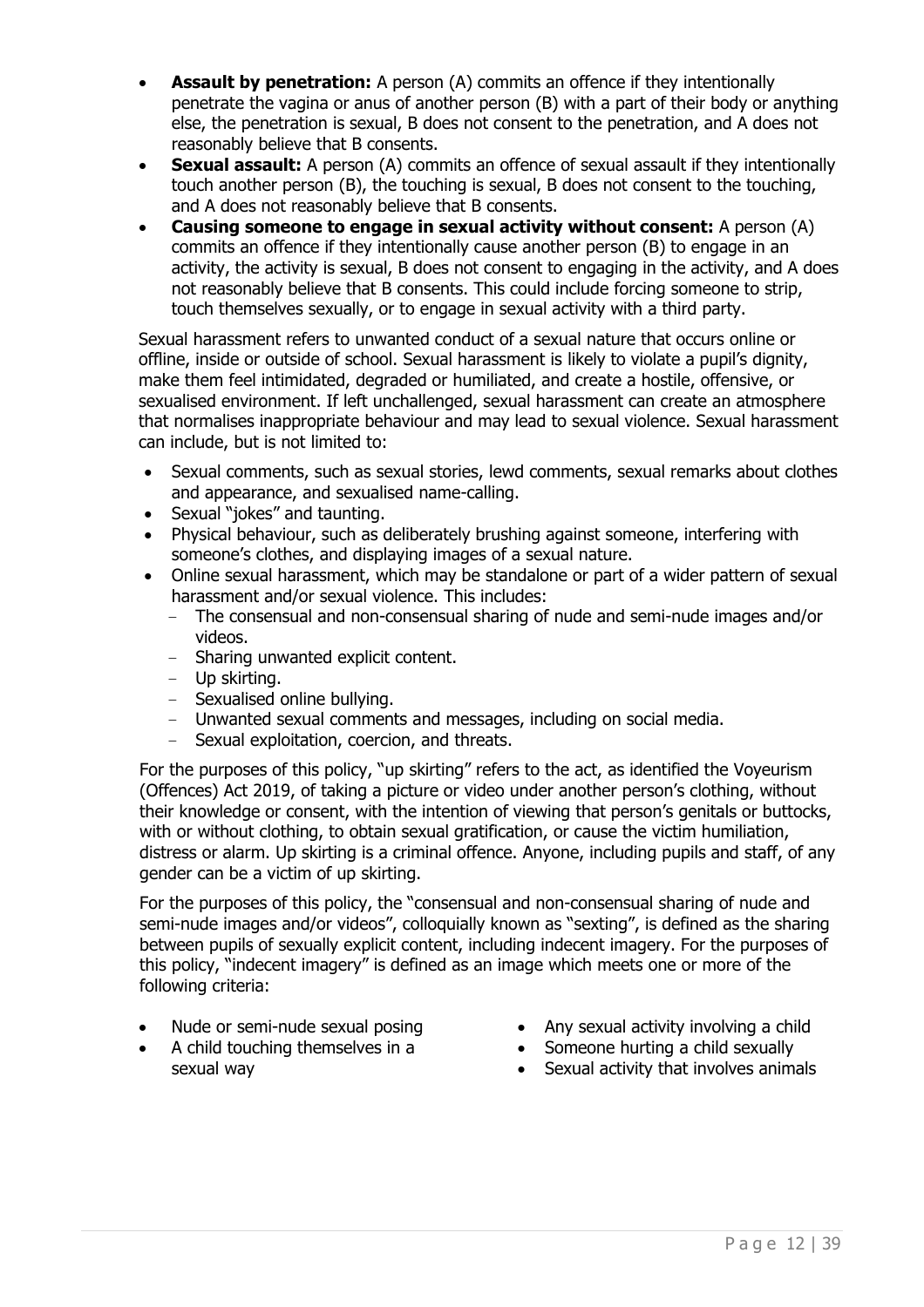- **Assault by penetration:** A person (A) commits an offence if they intentionally penetrate the vagina or anus of another person (B) with a part of their body or anything else, the penetration is sexual, B does not consent to the penetration, and A does not reasonably believe that B consents.
- **Sexual assault:** A person (A) commits an offence of sexual assault if they intentionally touch another person (B), the touching is sexual, B does not consent to the touching, and A does not reasonably believe that B consents.
- **Causing someone to engage in sexual activity without consent:** A person (A) commits an offence if they intentionally cause another person (B) to engage in an activity, the activity is sexual, B does not consent to engaging in the activity, and A does not reasonably believe that B consents. This could include forcing someone to strip, touch themselves sexually, or to engage in sexual activity with a third party.

Sexual harassment refers to unwanted conduct of a sexual nature that occurs online or offline, inside or outside of school. Sexual harassment is likely to violate a pupil's dignity, make them feel intimidated, degraded or humiliated, and create a hostile, offensive, or sexualised environment. If left unchallenged, sexual harassment can create an atmosphere that normalises inappropriate behaviour and may lead to sexual violence. Sexual harassment can include, but is not limited to:

- Sexual comments, such as sexual stories, lewd comments, sexual remarks about clothes and appearance, and sexualised name-calling.
- Sexual "jokes" and taunting.
- Physical behaviour, such as deliberately brushing against someone, interfering with someone's clothes, and displaying images of a sexual nature.
- Online sexual harassment, which may be standalone or part of a wider pattern of sexual harassment and/or sexual violence. This includes:
  - The consensual and non-consensual sharing of nude and semi-nude images and/or videos.
  - Sharing unwanted explicit content.
  - Up skirting.
  - Sexualised online bullying.
  - Unwanted sexual comments and messages, including on social media.
  - Sexual exploitation, coercion, and threats.

For the purposes of this policy, "up skirting" refers to the act, as identified the Voyeurism (Offences) Act 2019, of taking a picture or video under another person's clothing, without their knowledge or consent, with the intention of viewing that person's genitals or buttocks, with or without clothing, to obtain sexual gratification, or cause the victim humiliation, distress or alarm. Up skirting is a criminal offence. Anyone, including pupils and staff, of any gender can be a victim of up skirting.

For the purposes of this policy, the "consensual and non-consensual sharing of nude and semi-nude images and/or videos", colloquially known as "sexting", is defined as the sharing between pupils of sexually explicit content, including indecent imagery. For the purposes of this policy, "indecent imagery" is defined as an image which meets one or more of the following criteria:

- Nude or semi-nude sexual posing
- A child touching themselves in a sexual way
- Any sexual activity involving a child
- Someone hurting a child sexually
- Sexual activity that involves animals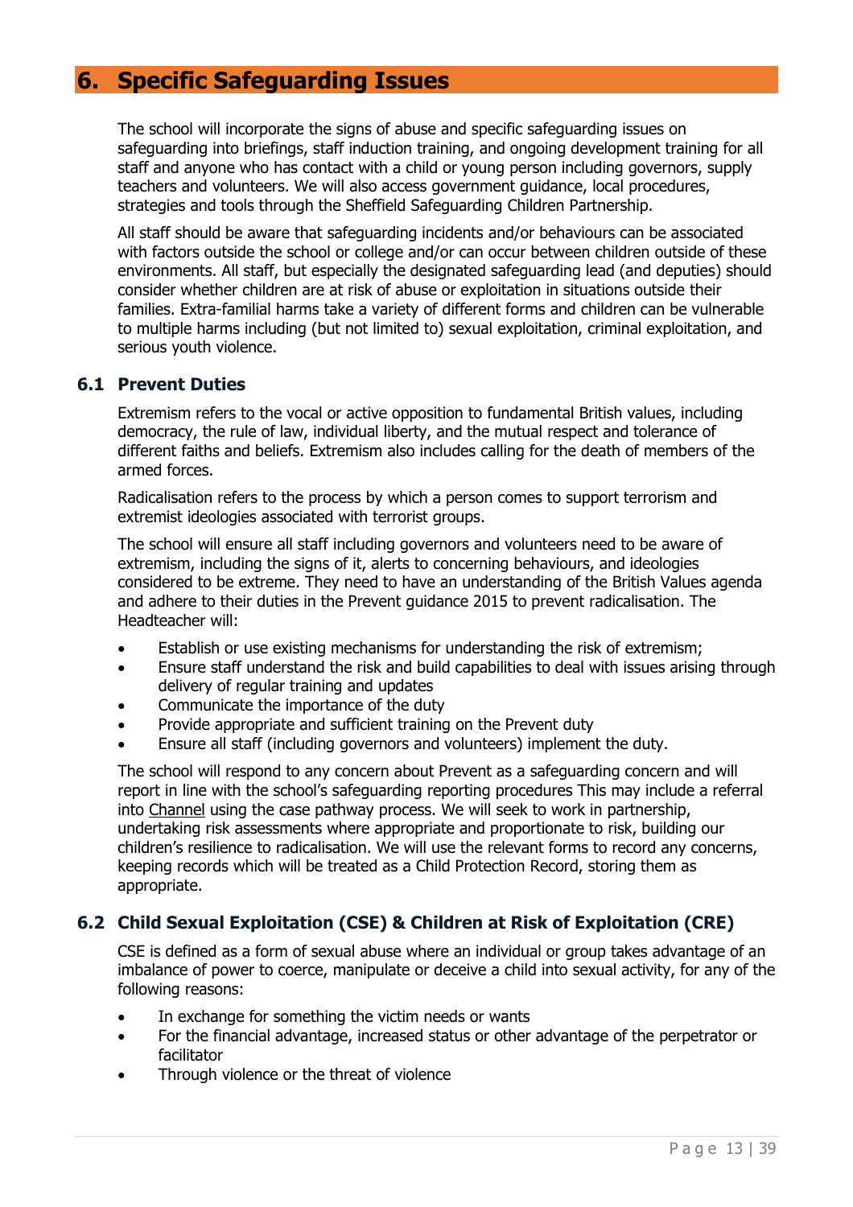# 6. Specific Safeguarding Issues

The school will incorporate the signs of abuse and specific safeguarding issues on safeguarding into briefings, staff induction training, and ongoing development training for all staff and anyone who has contact with a child or young person including governors, supply teachers and volunteers. We will also access government guidance, local procedures, strategies and tools through the Sheffield Safeguarding Children Partnership.

All staff should be aware that safeguarding incidents and/or behaviours can be associated with factors outside the school or college and/or can occur between children outside of these environments. All staff, but especially the designated safeguarding lead (and deputies) should consider whether children are at risk of abuse or exploitation in situations outside their families. Extra-familial harms take a variety of different forms and children can be vulnerable to multiple harms including (but not limited to) sexual exploitation, criminal exploitation, and serious youth violence.

## 6.1 Prevent Duties

Extremism refers to the vocal or active opposition to fundamental British values, including democracy, the rule of law, individual liberty, and the mutual respect and tolerance of different faiths and beliefs. Extremism also includes calling for the death of members of the armed forces.

Radicalisation refers to the process by which a person comes to support terrorism and extremist ideologies associated with terrorist groups.

The school will ensure all staff including governors and volunteers need to be aware of extremism, including the signs of it, alerts to concerning behaviours, and ideologies considered to be extreme. They need to have an understanding of the British Values agenda and adhere to their duties in the Prevent guidance 2015 to prevent radicalisation. The Headteacher will:

- Establish or use existing mechanisms for understanding the risk of extremism;
- Ensure staff understand the risk and build capabilities to deal with issues arising through delivery of regular training and updates
- Communicate the importance of the duty
- Provide appropriate and sufficient training on the Prevent duty
- Ensure all staff (including governors and volunteers) implement the duty.

The school will respond to any concern about Prevent as a safeguarding concern and will report in line with the school's safeguarding reporting procedures This may include a referral into Channel using the case pathway process. We will seek to work in partnership, undertaking risk assessments where appropriate and proportionate to risk, building our children's resilience to radicalisation. We will use the relevant forms to record any concerns, keeping records which will be treated as a Child Protection Record, storing them as appropriate.

## 6.2 Child Sexual Exploitation (CSE) & Children at Risk of Exploitation (CRE)

CSE is defined as a form of sexual abuse where an individual or group takes advantage of an imbalance of power to coerce, manipulate or deceive a child into sexual activity, for any of the following reasons:

- In exchange for something the victim needs or wants
- For the financial advantage, increased status or other advantage of the perpetrator or facilitator
- Through violence or the threat of violence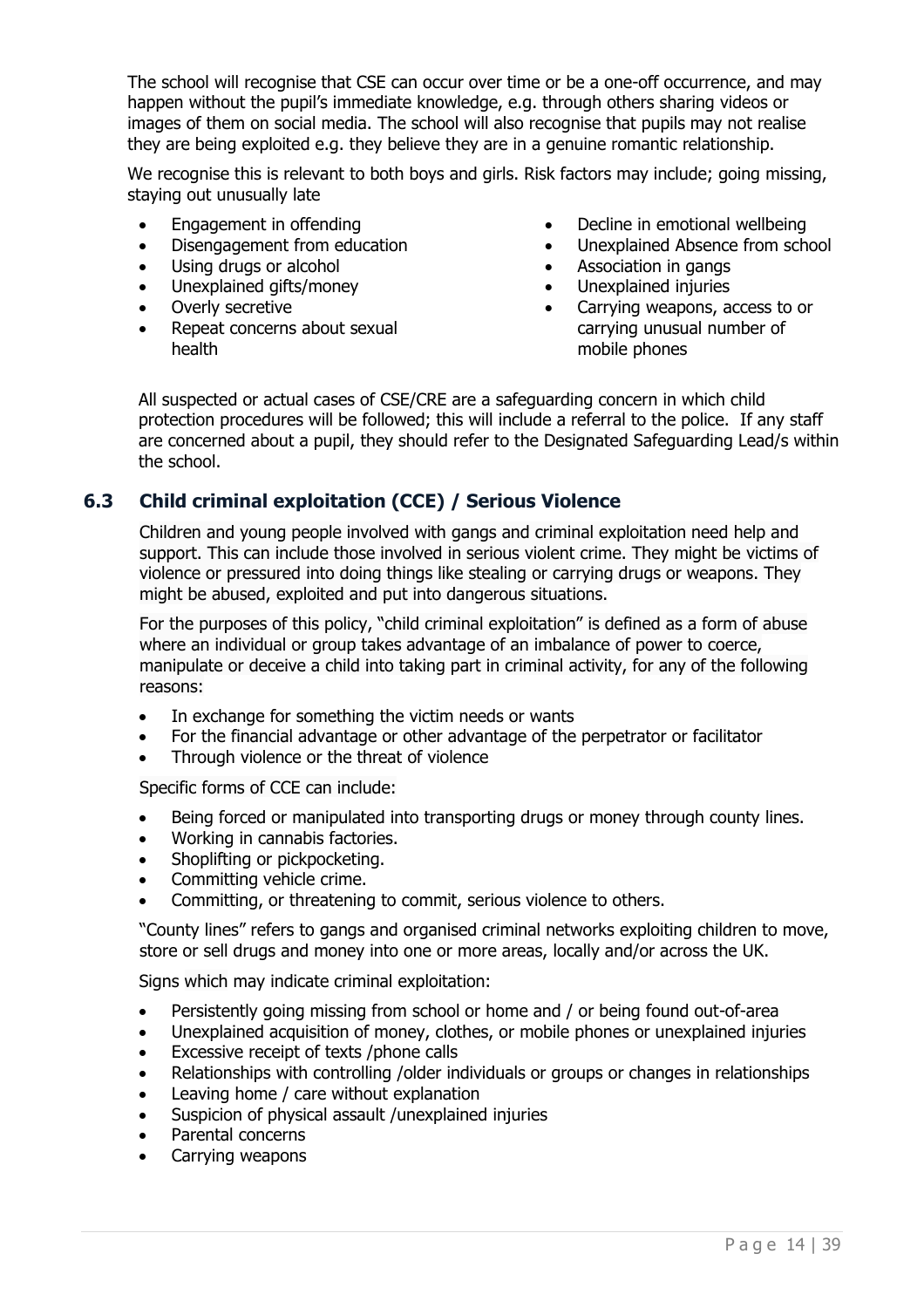The school will recognise that CSE can occur over time or be a one-off occurrence, and may happen without the pupil's immediate knowledge, e.g. through others sharing videos or images of them on social media. The school will also recognise that pupils may not realise they are being exploited e.g. they believe they are in a genuine romantic relationship.

We recognise this is relevant to both boys and girls. Risk factors may include; going missing, staying out unusually late

- Engagement in offending
- Disengagement from education
- Using drugs or alcohol
- Unexplained gifts/money
- Overly secretive
- Repeat concerns about sexual health
- Decline in emotional wellbeing
- Unexplained Absence from school
- Association in gangs
- Unexplained injuries
- Carrying weapons, access to or carrying unusual number of mobile phones

All suspected or actual cases of CSE/CRE are a safeguarding concern in which child protection procedures will be followed; this will include a referral to the police. If any staff are concerned about a pupil, they should refer to the Designated Safeguarding Lead/s within the school.

### 6.3 Child criminal exploitation (CCE) / Serious Violence

Children and young people involved with gangs and criminal exploitation need help and support. This can include those involved in serious violent crime. They might be victims of violence or pressured into doing things like stealing or carrying drugs or weapons. They might be abused, exploited and put into dangerous situations.

For the purposes of this policy, "child criminal exploitation" is defined as a form of abuse where an individual or group takes advantage of an imbalance of power to coerce, manipulate or deceive a child into taking part in criminal activity, for any of the following reasons:

- In exchange for something the victim needs or wants
- For the financial advantage or other advantage of the perpetrator or facilitator
- Through violence or the threat of violence

Specific forms of CCE can include:

- Being forced or manipulated into transporting drugs or money through county lines.
- Working in cannabis factories.
- Shoplifting or pickpocketing.
- Committing vehicle crime.
- Committing, or threatening to commit, serious violence to others.

"County lines" refers to gangs and organised criminal networks exploiting children to move, store or sell drugs and money into one or more areas, locally and/or across the UK.

Signs which may indicate criminal exploitation:

- Persistently going missing from school or home and / or being found out-of-area
- Unexplained acquisition of money, clothes, or mobile phones or unexplained injuries
- Excessive receipt of texts /phone calls
- Relationships with controlling /older individuals or groups or changes in relationships
- Leaving home / care without explanation
- Suspicion of physical assault /unexplained injuries
- Parental concerns
- Carrying weapons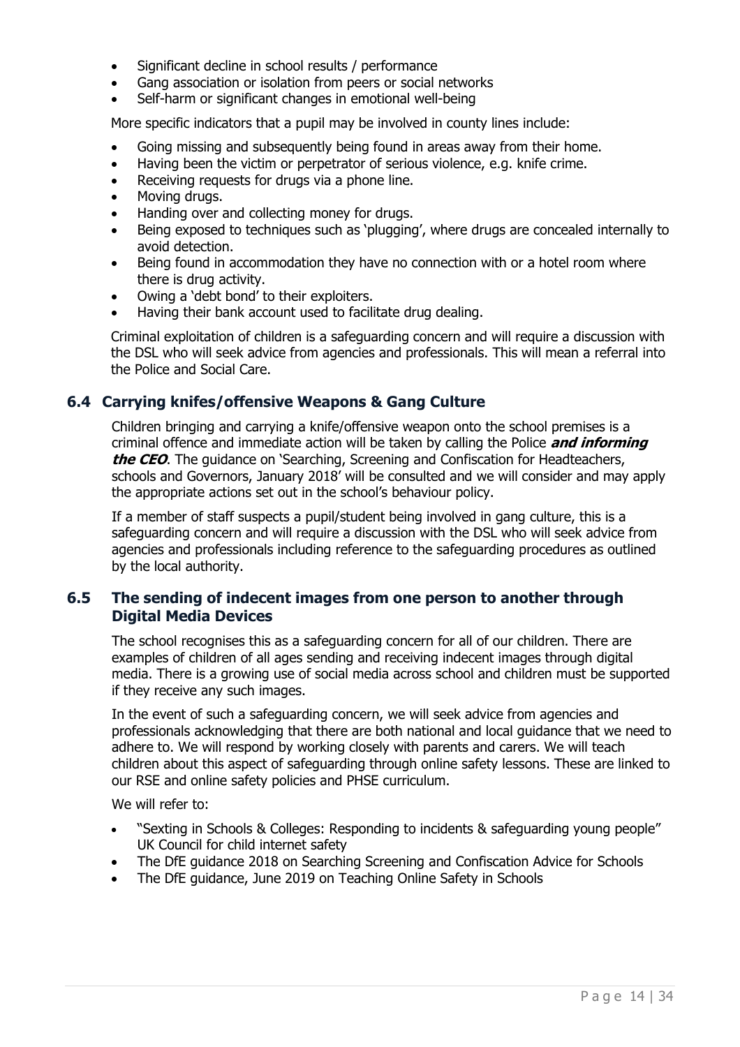- Significant decline in school results / performance
- Gang association or isolation from peers or social networks
- Self-harm or significant changes in emotional well-being

More specific indicators that a pupil may be involved in county lines include:

- Going missing and subsequently being found in areas away from their home.
- Having been the victim or perpetrator of serious violence, e.g. knife crime.
- Receiving requests for drugs via a phone line.
- Moving drugs.
- Handing over and collecting money for drugs.
- Being exposed to techniques such as 'plugging', where drugs are concealed internally to avoid detection.
- Being found in accommodation they have no connection with or a hotel room where there is drug activity.
- Owing a 'debt bond' to their exploiters.
- Having their bank account used to facilitate drug dealing.

Criminal exploitation of children is a safeguarding concern and will require a discussion with the DSL who will seek advice from agencies and professionals. This will mean a referral into the Police and Social Care.

## 6.4 Carrying knifes/offensive Weapons & Gang Culture

Children bringing and carrying a knife/offensive weapon onto the school premises is a criminal offence and immediate action will be taken by calling the Police ***and informing the CEO***. The guidance on 'Searching, Screening and Confiscation for Headteachers, schools and Governors, January 2018' will be consulted and we will consider and may apply the appropriate actions set out in the school's behaviour policy.

If a member of staff suspects a pupil/student being involved in gang culture, this is a safeguarding concern and will require a discussion with the DSL who will seek advice from agencies and professionals including reference to the safeguarding procedures as outlined by the local authority.

## 6.5 The sending of indecent images from one person to another through Digital Media Devices

The school recognises this as a safeguarding concern for all of our children. There are examples of children of all ages sending and receiving indecent images through digital media. There is a growing use of social media across school and children must be supported if they receive any such images.

In the event of such a safeguarding concern, we will seek advice from agencies and professionals acknowledging that there are both national and local guidance that we need to adhere to. We will respond by working closely with parents and carers. We will teach children about this aspect of safeguarding through online safety lessons. These are linked to our RSE and online safety policies and PHSE curriculum.

We will refer to:

- "Sexting in Schools & Colleges: Responding to incidents & safeguarding young people" UK Council for child internet safety
- The DfE guidance 2018 on Searching Screening and Confiscation Advice for Schools
- The DfE guidance, June 2019 on Teaching Online Safety in Schools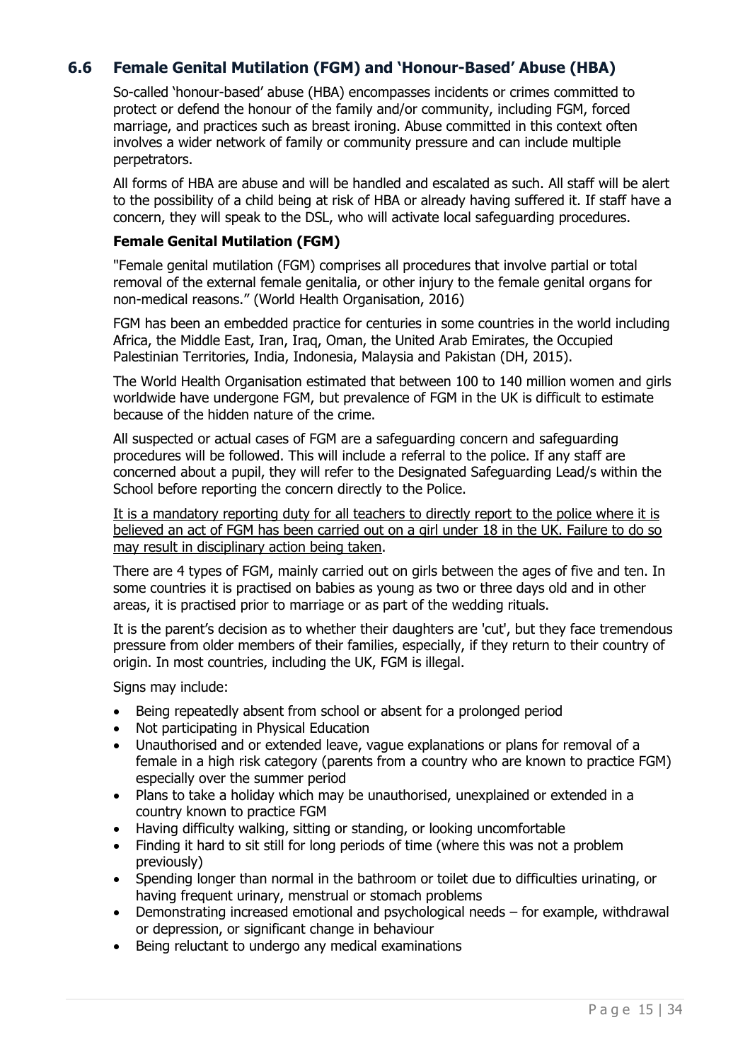## 6.6 Female Genital Mutilation (FGM) and 'Honour-Based' Abuse (HBA)

So-called 'honour-based' abuse (HBA) encompasses incidents or crimes committed to protect or defend the honour of the family and/or community, including FGM, forced marriage, and practices such as breast ironing. Abuse committed in this context often involves a wider network of family or community pressure and can include multiple perpetrators.

All forms of HBA are abuse and will be handled and escalated as such. All staff will be alert to the possibility of a child being at risk of HBA or already having suffered it. If staff have a concern, they will speak to the DSL, who will activate local safeguarding procedures.

### Female Genital Mutilation (FGM)

"Female genital mutilation (FGM) comprises all procedures that involve partial or total removal of the external female genitalia, or other injury to the female genital organs for non-medical reasons." (World Health Organisation, 2016)

FGM has been an embedded practice for centuries in some countries in the world including Africa, the Middle East, Iran, Iraq, Oman, the United Arab Emirates, the Occupied Palestinian Territories, India, Indonesia, Malaysia and Pakistan (DH, 2015).

The World Health Organisation estimated that between 100 to 140 million women and girls worldwide have undergone FGM, but prevalence of FGM in the UK is difficult to estimate because of the hidden nature of the crime.

All suspected or actual cases of FGM are a safeguarding concern and safeguarding procedures will be followed. This will include a referral to the police. If any staff are concerned about a pupil, they will refer to the Designated Safeguarding Lead/s within the School before reporting the concern directly to the Police.

<u>It is a mandatory reporting duty for all teachers to directly report to the police where it is believed an act of FGM has been carried out on a girl under 18 in the UK. Failure to do so may result in disciplinary action being taken</u>.

There are 4 types of FGM, mainly carried out on girls between the ages of five and ten. In some countries it is practised on babies as young as two or three days old and in other areas, it is practised prior to marriage or as part of the wedding rituals.

It is the parent's decision as to whether their daughters are 'cut', but they face tremendous pressure from older members of their families, especially, if they return to their country of origin. In most countries, including the UK, FGM is illegal.

Signs may include:

- Being repeatedly absent from school or absent for a prolonged period
- Not participating in Physical Education
- Unauthorised and or extended leave, vague explanations or plans for removal of a female in a high risk category (parents from a country who are known to practice FGM) especially over the summer period
- Plans to take a holiday which may be unauthorised, unexplained or extended in a country known to practice FGM
- Having difficulty walking, sitting or standing, or looking uncomfortable
- Finding it hard to sit still for long periods of time (where this was not a problem previously)
- Spending longer than normal in the bathroom or toilet due to difficulties urinating, or having frequent urinary, menstrual or stomach problems
- Demonstrating increased emotional and psychological needs – for example, withdrawal or depression, or significant change in behaviour
- Being reluctant to undergo any medical examinations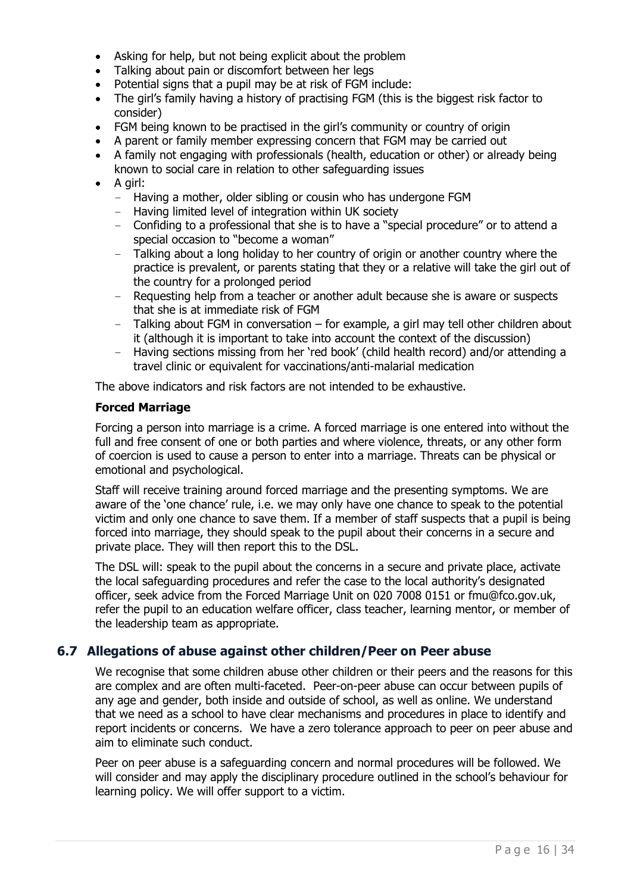- Asking for help, but not being explicit about the problem
- Talking about pain or discomfort between her legs
- Potential signs that a pupil may be at risk of FGM include:
- The girl's family having a history of practising FGM (this is the biggest risk factor to consider)
- FGM being known to be practised in the girl's community or country of origin
- A parent or family member expressing concern that FGM may be carried out
- A family not engaging with professionals (health, education or other) or already being known to social care in relation to other safeguarding issues
- A girl:
  - Having a mother, older sibling or cousin who has undergone FGM
  - Having limited level of integration within UK society
  - Confiding to a professional that she is to have a "special procedure" or to attend a special occasion to "become a woman"
  - Talking about a long holiday to her country of origin or another country where the practice is prevalent, or parents stating that they or a relative will take the girl out of the country for a prolonged period
  - Requesting help from a teacher or another adult because she is aware or suspects that she is at immediate risk of FGM
  - Talking about FGM in conversation – for example, a girl may tell other children about it (although it is important to take into account the context of the discussion)
  - Having sections missing from her 'red book' (child health record) and/or attending a travel clinic or equivalent for vaccinations/anti-malarial medication

The above indicators and risk factors are not intended to be exhaustive.

**Forced Marriage**

Forcing a person into marriage is a crime. A forced marriage is one entered into without the full and free consent of one or both parties and where violence, threats, or any other form of coercion is used to cause a person to enter into a marriage. Threats can be physical or emotional and psychological.

Staff will receive training around forced marriage and the presenting symptoms. We are aware of the 'one chance' rule, i.e. we may only have one chance to speak to the potential victim and only one chance to save them. If a member of staff suspects that a pupil is being forced into marriage, they should speak to the pupil about their concerns in a secure and private place. They will then report this to the DSL.

The DSL will: speak to the pupil about the concerns in a secure and private place, activate the local safeguarding procedures and refer the case to the local authority's designated officer, seek advice from the Forced Marriage Unit on 020 7008 0151 or fmu@fco.gov.uk, refer the pupil to an education welfare officer, class teacher, learning mentor, or member of the leadership team as appropriate.

## 6.7 Allegations of abuse against other children/Peer on Peer abuse

We recognise that some children abuse other children or their peers and the reasons for this are complex and are often multi-faceted. Peer-on-peer abuse can occur between pupils of any age and gender, both inside and outside of school, as well as online. We understand that we need as a school to have clear mechanisms and procedures in place to identify and report incidents or concerns. We have a zero tolerance approach to peer on peer abuse and aim to eliminate such conduct.

Peer on peer abuse is a safeguarding concern and normal procedures will be followed. We will consider and may apply the disciplinary procedure outlined in the school's behaviour for learning policy. We will offer support to a victim.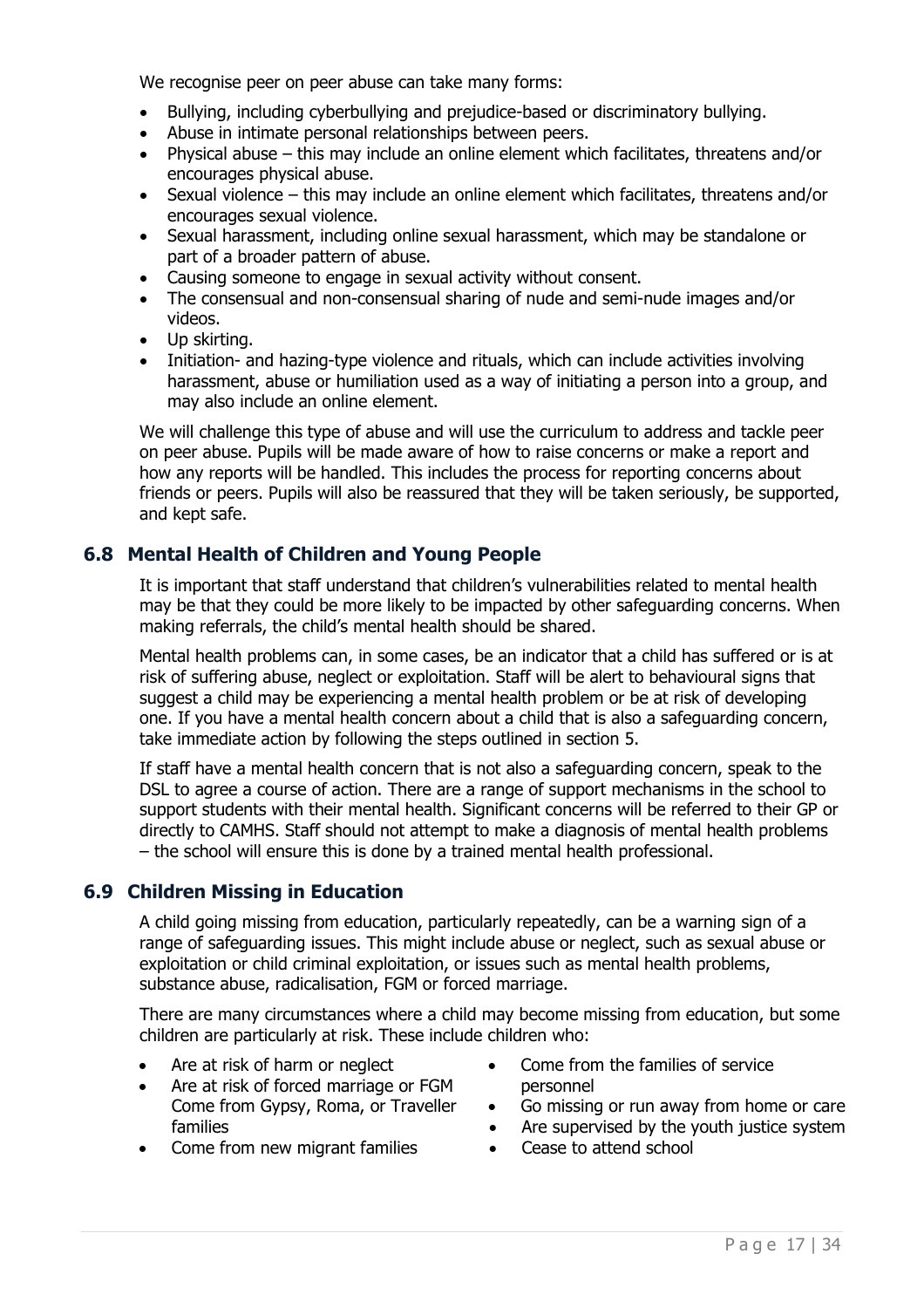We recognise peer on peer abuse can take many forms:

- Bullying, including cyberbullying and prejudice-based or discriminatory bullying.
- Abuse in intimate personal relationships between peers.
- Physical abuse – this may include an online element which facilitates, threatens and/or encourages physical abuse.
- Sexual violence – this may include an online element which facilitates, threatens and/or encourages sexual violence.
- Sexual harassment, including online sexual harassment, which may be standalone or part of a broader pattern of abuse.
- Causing someone to engage in sexual activity without consent.
- The consensual and non-consensual sharing of nude and semi-nude images and/or videos.
- Up skirting.
- Initiation- and hazing-type violence and rituals, which can include activities involving harassment, abuse or humiliation used as a way of initiating a person into a group, and may also include an online element.

We will challenge this type of abuse and will use the curriculum to address and tackle peer on peer abuse. Pupils will be made aware of how to raise concerns or make a report and how any reports will be handled. This includes the process for reporting concerns about friends or peers. Pupils will also be reassured that they will be taken seriously, be supported, and kept safe.

## 6.8 Mental Health of Children and Young People

It is important that staff understand that children's vulnerabilities related to mental health may be that they could be more likely to be impacted by other safeguarding concerns. When making referrals, the child's mental health should be shared.

Mental health problems can, in some cases, be an indicator that a child has suffered or is at risk of suffering abuse, neglect or exploitation. Staff will be alert to behavioural signs that suggest a child may be experiencing a mental health problem or be at risk of developing one. If you have a mental health concern about a child that is also a safeguarding concern, take immediate action by following the steps outlined in section 5.

If staff have a mental health concern that is not also a safeguarding concern, speak to the DSL to agree a course of action. There are a range of support mechanisms in the school to support students with their mental health. Significant concerns will be referred to their GP or directly to CAMHS. Staff should not attempt to make a diagnosis of mental health problems – the school will ensure this is done by a trained mental health professional.

## 6.9 Children Missing in Education

A child going missing from education, particularly repeatedly, can be a warning sign of a range of safeguarding issues. This might include abuse or neglect, such as sexual abuse or exploitation or child criminal exploitation, or issues such as mental health problems, substance abuse, radicalisation, FGM or forced marriage.

There are many circumstances where a child may become missing from education, but some children are particularly at risk. These include children who:

- Are at risk of harm or neglect
- Are at risk of forced marriage or FGM Come from Gypsy, Roma, or Traveller families
- Come from new migrant families
- Come from the families of service personnel
- Go missing or run away from home or care
- Are supervised by the youth justice system
- Cease to attend school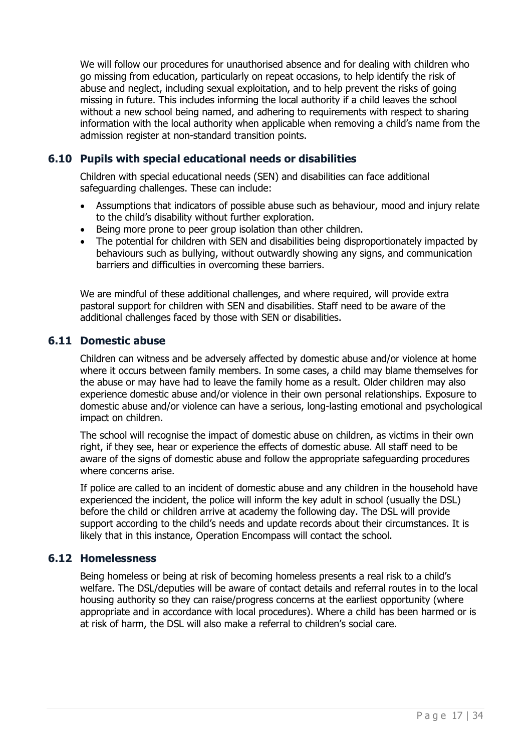We will follow our procedures for unauthorised absence and for dealing with children who go missing from education, particularly on repeat occasions, to help identify the risk of abuse and neglect, including sexual exploitation, and to help prevent the risks of going missing in future. This includes informing the local authority if a child leaves the school without a new school being named, and adhering to requirements with respect to sharing information with the local authority when applicable when removing a child's name from the admission register at non-standard transition points.

### 6.10 Pupils with special educational needs or disabilities

Children with special educational needs (SEN) and disabilities can face additional safeguarding challenges. These can include:

- Assumptions that indicators of possible abuse such as behaviour, mood and injury relate to the child's disability without further exploration.
- Being more prone to peer group isolation than other children.
- The potential for children with SEN and disabilities being disproportionately impacted by behaviours such as bullying, without outwardly showing any signs, and communication barriers and difficulties in overcoming these barriers.

We are mindful of these additional challenges, and where required, will provide extra pastoral support for children with SEN and disabilities. Staff need to be aware of the additional challenges faced by those with SEN or disabilities.

### 6.11 Domestic abuse

Children can witness and be adversely affected by domestic abuse and/or violence at home where it occurs between family members. In some cases, a child may blame themselves for the abuse or may have had to leave the family home as a result. Older children may also experience domestic abuse and/or violence in their own personal relationships. Exposure to domestic abuse and/or violence can have a serious, long-lasting emotional and psychological impact on children.

The school will recognise the impact of domestic abuse on children, as victims in their own right, if they see, hear or experience the effects of domestic abuse. All staff need to be aware of the signs of domestic abuse and follow the appropriate safeguarding procedures where concerns arise.

If police are called to an incident of domestic abuse and any children in the household have experienced the incident, the police will inform the key adult in school (usually the DSL) before the child or children arrive at academy the following day. The DSL will provide support according to the child's needs and update records about their circumstances. It is likely that in this instance, Operation Encompass will contact the school.

### 6.12 Homelessness

Being homeless or being at risk of becoming homeless presents a real risk to a child's welfare. The DSL/deputies will be aware of contact details and referral routes in to the local housing authority so they can raise/progress concerns at the earliest opportunity (where appropriate and in accordance with local procedures). Where a child has been harmed or is at risk of harm, the DSL will also make a referral to children's social care.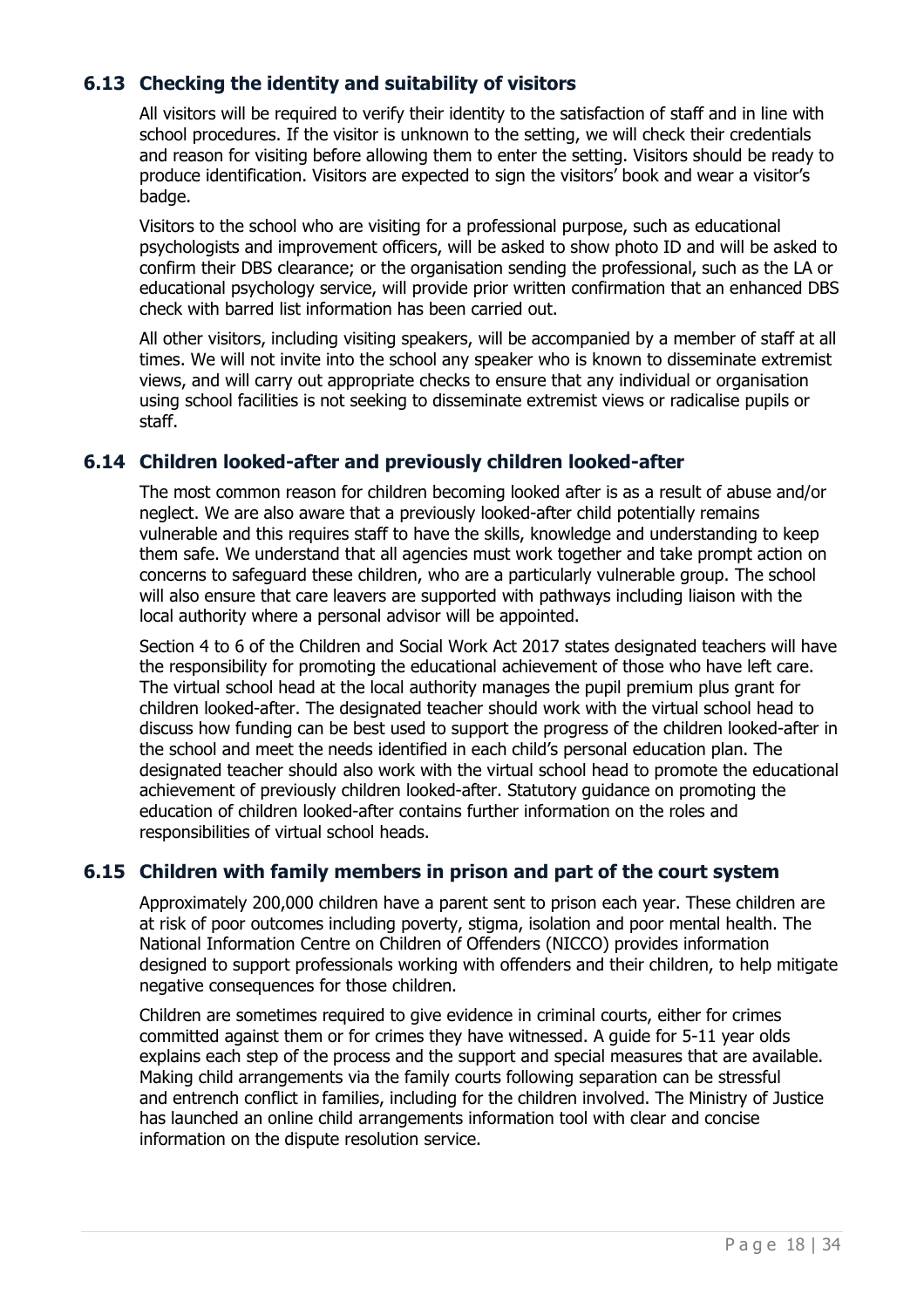### 6.13 Checking the identity and suitability of visitors

All visitors will be required to verify their identity to the satisfaction of staff and in line with school procedures. If the visitor is unknown to the setting, we will check their credentials and reason for visiting before allowing them to enter the setting. Visitors should be ready to produce identification. Visitors are expected to sign the visitors' book and wear a visitor's badge.

Visitors to the school who are visiting for a professional purpose, such as educational psychologists and improvement officers, will be asked to show photo ID and will be asked to confirm their DBS clearance; or the organisation sending the professional, such as the LA or educational psychology service, will provide prior written confirmation that an enhanced DBS check with barred list information has been carried out.

All other visitors, including visiting speakers, will be accompanied by a member of staff at all times. We will not invite into the school any speaker who is known to disseminate extremist views, and will carry out appropriate checks to ensure that any individual or organisation using school facilities is not seeking to disseminate extremist views or radicalise pupils or staff.

### 6.14 Children looked-after and previously children looked-after

The most common reason for children becoming looked after is as a result of abuse and/or neglect. We are also aware that a previously looked-after child potentially remains vulnerable and this requires staff to have the skills, knowledge and understanding to keep them safe. We understand that all agencies must work together and take prompt action on concerns to safeguard these children, who are a particularly vulnerable group. The school will also ensure that care leavers are supported with pathways including liaison with the local authority where a personal advisor will be appointed.

Section 4 to 6 of the Children and Social Work Act 2017 states designated teachers will have the responsibility for promoting the educational achievement of those who have left care. The virtual school head at the local authority manages the pupil premium plus grant for children looked-after. The designated teacher should work with the virtual school head to discuss how funding can be best used to support the progress of the children looked-after in the school and meet the needs identified in each child's personal education plan. The designated teacher should also work with the virtual school head to promote the educational achievement of previously children looked-after. Statutory guidance on promoting the education of children looked-after contains further information on the roles and responsibilities of virtual school heads.

### 6.15 Children with family members in prison and part of the court system

Approximately 200,000 children have a parent sent to prison each year. These children are at risk of poor outcomes including poverty, stigma, isolation and poor mental health. The National Information Centre on Children of Offenders (NICCO) provides information designed to support professionals working with offenders and their children, to help mitigate negative consequences for those children.

Children are sometimes required to give evidence in criminal courts, either for crimes committed against them or for crimes they have witnessed. A guide for 5-11 year olds explains each step of the process and the support and special measures that are available. Making child arrangements via the family courts following separation can be stressful and entrench conflict in families, including for the children involved. The Ministry of Justice has launched an online child arrangements information tool with clear and concise information on the dispute resolution service.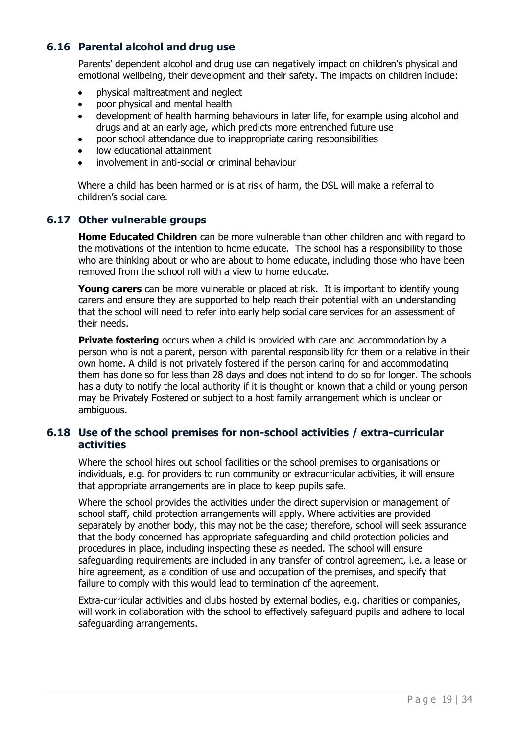### 6.16 Parental alcohol and drug use

Parents' dependent alcohol and drug use can negatively impact on children's physical and emotional wellbeing, their development and their safety. The impacts on children include:

- physical maltreatment and neglect
- poor physical and mental health
- development of health harming behaviours in later life, for example using alcohol and drugs and at an early age, which predicts more entrenched future use
- poor school attendance due to inappropriate caring responsibilities
- low educational attainment
- involvement in anti-social or criminal behaviour

Where a child has been harmed or is at risk of harm, the DSL will make a referral to children's social care.

### 6.17 Other vulnerable groups

**Home Educated Children** can be more vulnerable than other children and with regard to the motivations of the intention to home educate. The school has a responsibility to those who are thinking about or who are about to home educate, including those who have been removed from the school roll with a view to home educate.

**Young carers** can be more vulnerable or placed at risk. It is important to identify young carers and ensure they are supported to help reach their potential with an understanding that the school will need to refer into early help social care services for an assessment of their needs.

**Private fostering** occurs when a child is provided with care and accommodation by a person who is not a parent, person with parental responsibility for them or a relative in their own home. A child is not privately fostered if the person caring for and accommodating them has done so for less than 28 days and does not intend to do so for longer. The schools has a duty to notify the local authority if it is thought or known that a child or young person may be Privately Fostered or subject to a host family arrangement which is unclear or ambiguous.

### 6.18 Use of the school premises for non-school activities / extra-curricular activities

Where the school hires out school facilities or the school premises to organisations or individuals, e.g. for providers to run community or extracurricular activities, it will ensure that appropriate arrangements are in place to keep pupils safe.

Where the school provides the activities under the direct supervision or management of school staff, child protection arrangements will apply. Where activities are provided separately by another body, this may not be the case; therefore, school will seek assurance that the body concerned has appropriate safeguarding and child protection policies and procedures in place, including inspecting these as needed. The school will ensure safeguarding requirements are included in any transfer of control agreement, i.e. a lease or hire agreement, as a condition of use and occupation of the premises, and specify that failure to comply with this would lead to termination of the agreement.

Extra-curricular activities and clubs hosted by external bodies, e.g. charities or companies, will work in collaboration with the school to effectively safeguard pupils and adhere to local safeguarding arrangements.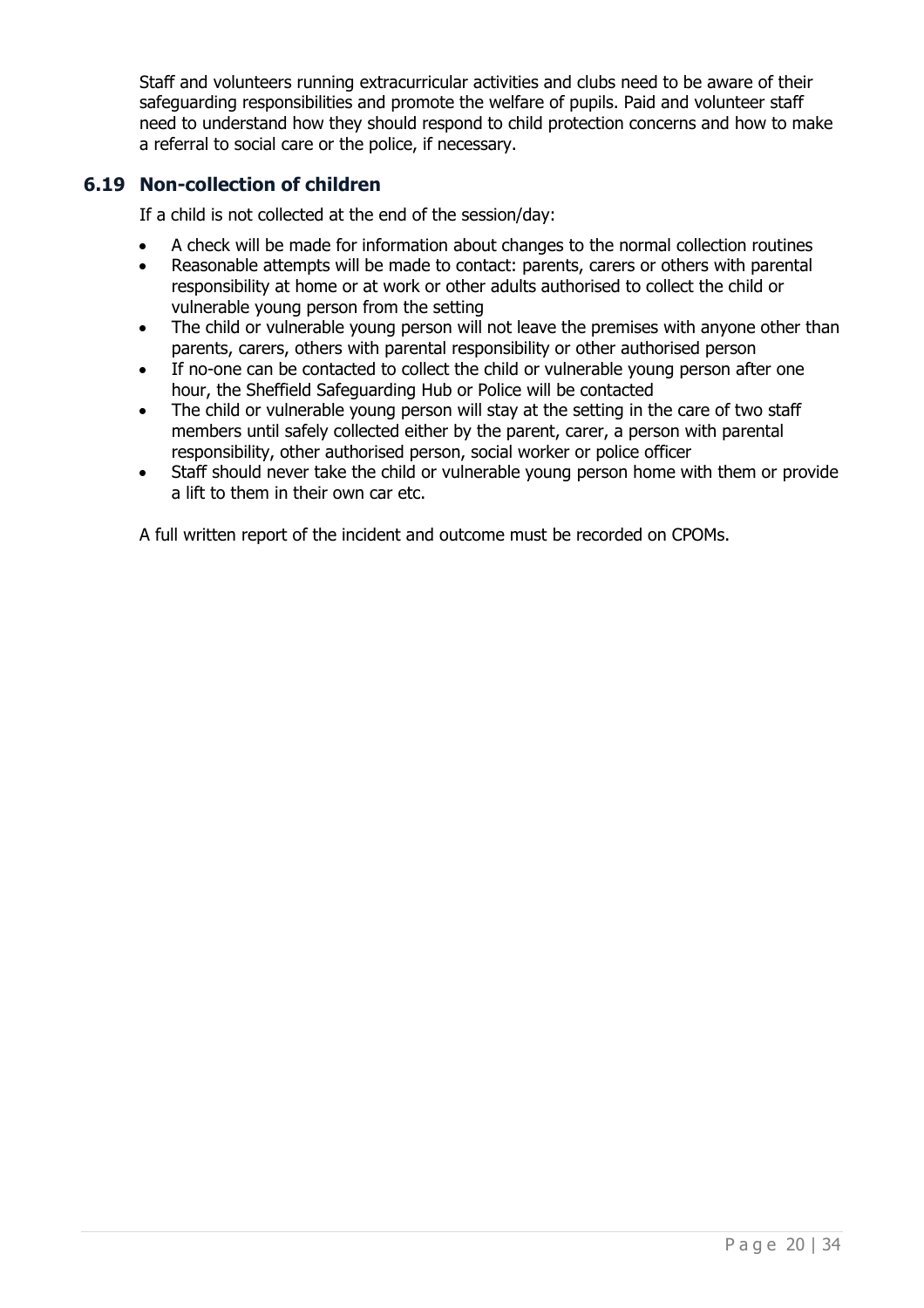Staff and volunteers running extracurricular activities and clubs need to be aware of their safeguarding responsibilities and promote the welfare of pupils. Paid and volunteer staff need to understand how they should respond to child protection concerns and how to make a referral to social care or the police, if necessary.

### 6.19 Non-collection of children

If a child is not collected at the end of the session/day:

- A check will be made for information about changes to the normal collection routines
- Reasonable attempts will be made to contact: parents, carers or others with parental responsibility at home or at work or other adults authorised to collect the child or vulnerable young person from the setting
- The child or vulnerable young person will not leave the premises with anyone other than parents, carers, others with parental responsibility or other authorised person
- If no-one can be contacted to collect the child or vulnerable young person after one hour, the Sheffield Safeguarding Hub or Police will be contacted
- The child or vulnerable young person will stay at the setting in the care of two staff members until safely collected either by the parent, carer, a person with parental responsibility, other authorised person, social worker or police officer
- Staff should never take the child or vulnerable young person home with them or provide a lift to them in their own car etc.

A full written report of the incident and outcome must be recorded on CPOMs.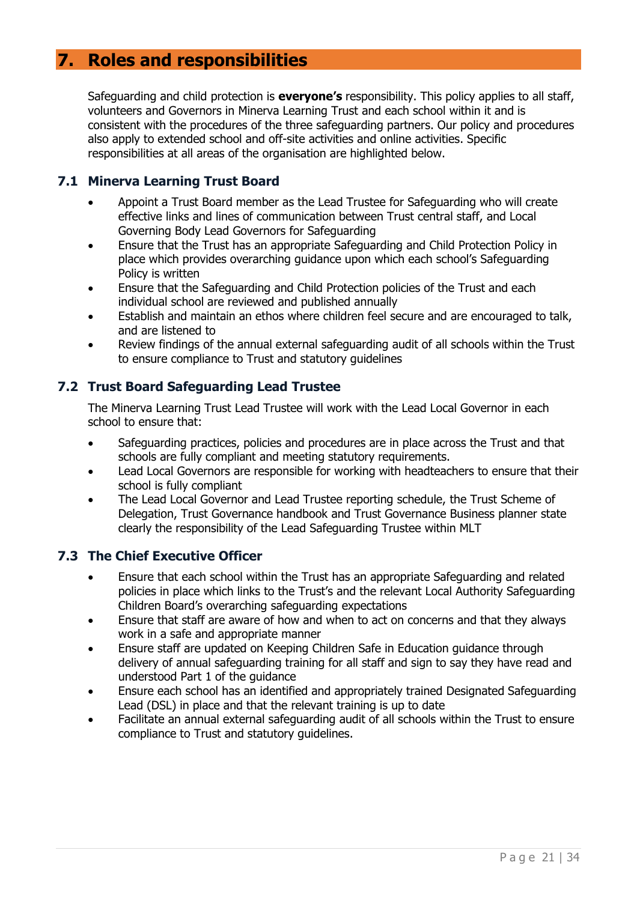# 7. Roles and responsibilities

Safeguarding and child protection is **everyone's** responsibility. This policy applies to all staff, volunteers and Governors in Minerva Learning Trust and each school within it and is consistent with the procedures of the three safeguarding partners. Our policy and procedures also apply to extended school and off-site activities and online activities. Specific responsibilities at all areas of the organisation are highlighted below.

## 7.1 Minerva Learning Trust Board

- Appoint a Trust Board member as the Lead Trustee for Safeguarding who will create effective links and lines of communication between Trust central staff, and Local Governing Body Lead Governors for Safeguarding
- Ensure that the Trust has an appropriate Safeguarding and Child Protection Policy in place which provides overarching guidance upon which each school's Safeguarding Policy is written
- Ensure that the Safeguarding and Child Protection policies of the Trust and each individual school are reviewed and published annually
- Establish and maintain an ethos where children feel secure and are encouraged to talk, and are listened to
- Review findings of the annual external safeguarding audit of all schools within the Trust to ensure compliance to Trust and statutory guidelines

## 7.2 Trust Board Safeguarding Lead Trustee

The Minerva Learning Trust Lead Trustee will work with the Lead Local Governor in each school to ensure that:

- Safeguarding practices, policies and procedures are in place across the Trust and that schools are fully compliant and meeting statutory requirements.
- Lead Local Governors are responsible for working with headteachers to ensure that their school is fully compliant
- The Lead Local Governor and Lead Trustee reporting schedule, the Trust Scheme of Delegation, Trust Governance handbook and Trust Governance Business planner state clearly the responsibility of the Lead Safeguarding Trustee within MLT

## 7.3 The Chief Executive Officer

- Ensure that each school within the Trust has an appropriate Safeguarding and related policies in place which links to the Trust's and the relevant Local Authority Safeguarding Children Board's overarching safeguarding expectations
- Ensure that staff are aware of how and when to act on concerns and that they always work in a safe and appropriate manner
- Ensure staff are updated on Keeping Children Safe in Education guidance through delivery of annual safeguarding training for all staff and sign to say they have read and understood Part 1 of the guidance
- Ensure each school has an identified and appropriately trained Designated Safeguarding Lead (DSL) in place and that the relevant training is up to date
- Facilitate an annual external safeguarding audit of all schools within the Trust to ensure compliance to Trust and statutory guidelines.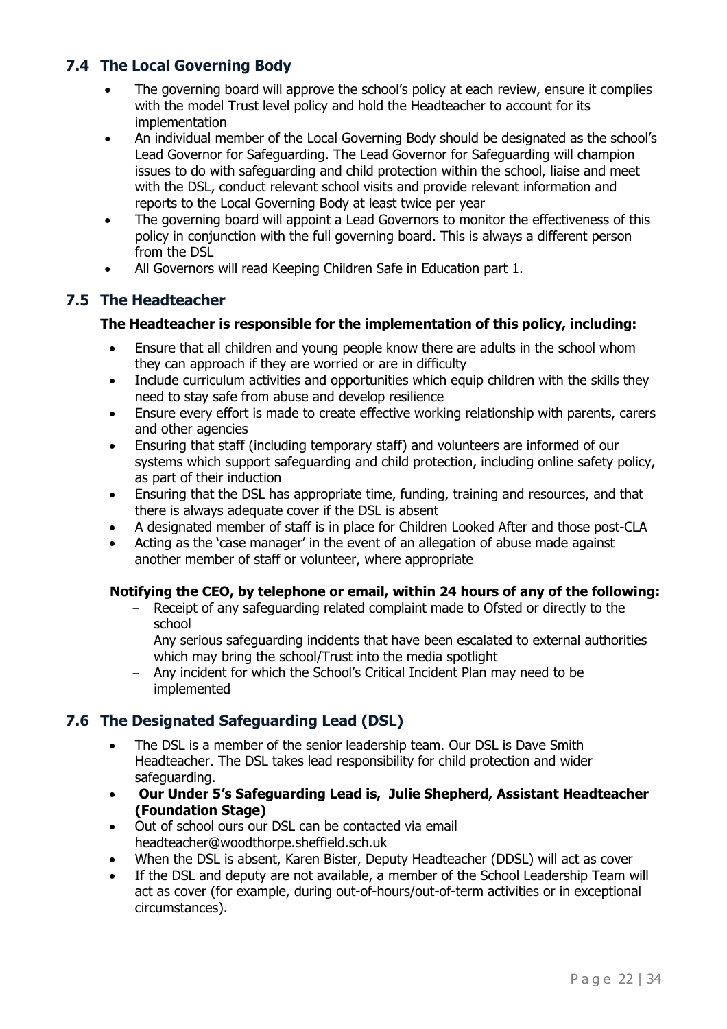## 7.4 The Local Governing Body

- The governing board will approve the school's policy at each review, ensure it complies with the model Trust level policy and hold the Headteacher to account for its implementation
- An individual member of the Local Governing Body should be designated as the school's Lead Governor for Safeguarding. The Lead Governor for Safeguarding will champion issues to do with safeguarding and child protection within the school, liaise and meet with the DSL, conduct relevant school visits and provide relevant information and reports to the Local Governing Body at least twice per year
- The governing board will appoint a Lead Governors to monitor the effectiveness of this policy in conjunction with the full governing board. This is always a different person from the DSL
- All Governors will read Keeping Children Safe in Education part 1.

## 7.5 The Headteacher

**The Headteacher is responsible for the implementation of this policy, including:**

- Ensure that all children and young people know there are adults in the school whom they can approach if they are worried or are in difficulty
- Include curriculum activities and opportunities which equip children with the skills they need to stay safe from abuse and develop resilience
- Ensure every effort is made to create effective working relationship with parents, carers and other agencies
- Ensuring that staff (including temporary staff) and volunteers are informed of our systems which support safeguarding and child protection, including online safety policy, as part of their induction
- Ensuring that the DSL has appropriate time, funding, training and resources, and that there is always adequate cover if the DSL is absent
- A designated member of staff is in place for Children Looked After and those post-CLA
- Acting as the 'case manager' in the event of an allegation of abuse made against another member of staff or volunteer, where appropriate

**Notifying the CEO, by telephone or email, within 24 hours of any of the following:**

- Receipt of any safeguarding related complaint made to Ofsted or directly to the school
- Any serious safeguarding incidents that have been escalated to external authorities which may bring the school/Trust into the media spotlight
- Any incident for which the School's Critical Incident Plan may need to be implemented

## 7.6 The Designated Safeguarding Lead (DSL)

- The DSL is a member of the senior leadership team. Our DSL is Dave Smith Headteacher. The DSL takes lead responsibility for child protection and wider safeguarding.
- **Our Under 5's Safeguarding Lead is, Julie Shepherd, Assistant Headteacher (Foundation Stage)**
- Out of school ours our DSL can be contacted via email headteacher@woodthorpe.sheffield.sch.uk
- When the DSL is absent, Karen Bister, Deputy Headteacher (DDSL) will act as cover
- If the DSL and deputy are not available, a member of the School Leadership Team will act as cover (for example, during out-of-hours/out-of-term activities or in exceptional circumstances).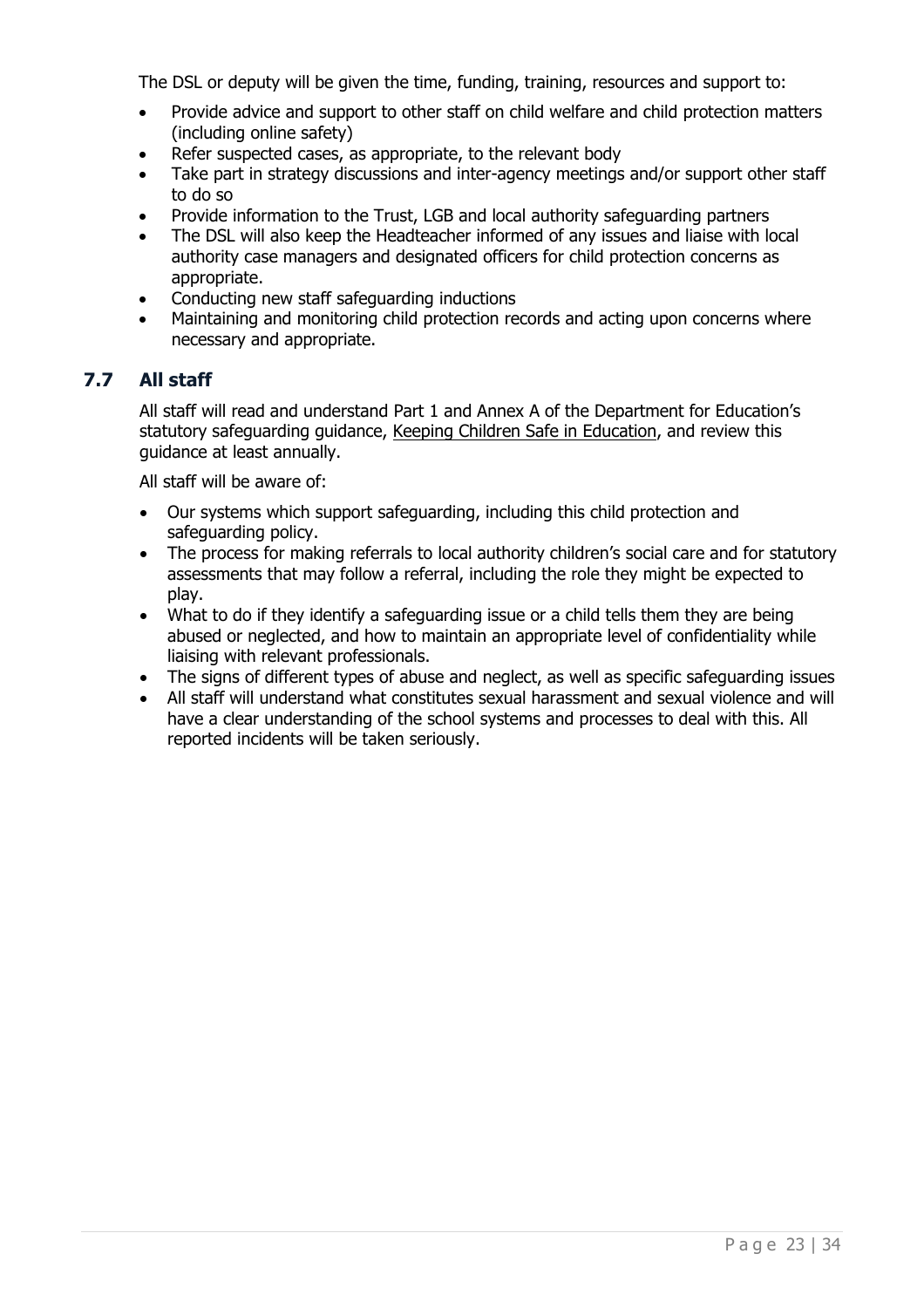The DSL or deputy will be given the time, funding, training, resources and support to:

- Provide advice and support to other staff on child welfare and child protection matters (including online safety)
- Refer suspected cases, as appropriate, to the relevant body
- Take part in strategy discussions and inter-agency meetings and/or support other staff to do so
- Provide information to the Trust, LGB and local authority safeguarding partners
- The DSL will also keep the Headteacher informed of any issues and liaise with local authority case managers and designated officers for child protection concerns as appropriate.
- Conducting new staff safeguarding inductions
- Maintaining and monitoring child protection records and acting upon concerns where necessary and appropriate.

## 7.7 All staff

All staff will read and understand Part 1 and Annex A of the Department for Education's statutory safeguarding guidance, Keeping Children Safe in Education, and review this guidance at least annually.

All staff will be aware of:

- Our systems which support safeguarding, including this child protection and safeguarding policy.
- The process for making referrals to local authority children's social care and for statutory assessments that may follow a referral, including the role they might be expected to play.
- What to do if they identify a safeguarding issue or a child tells them they are being abused or neglected, and how to maintain an appropriate level of confidentiality while liaising with relevant professionals.
- The signs of different types of abuse and neglect, as well as specific safeguarding issues
- All staff will understand what constitutes sexual harassment and sexual violence and will have a clear understanding of the school systems and processes to deal with this. All reported incidents will be taken seriously.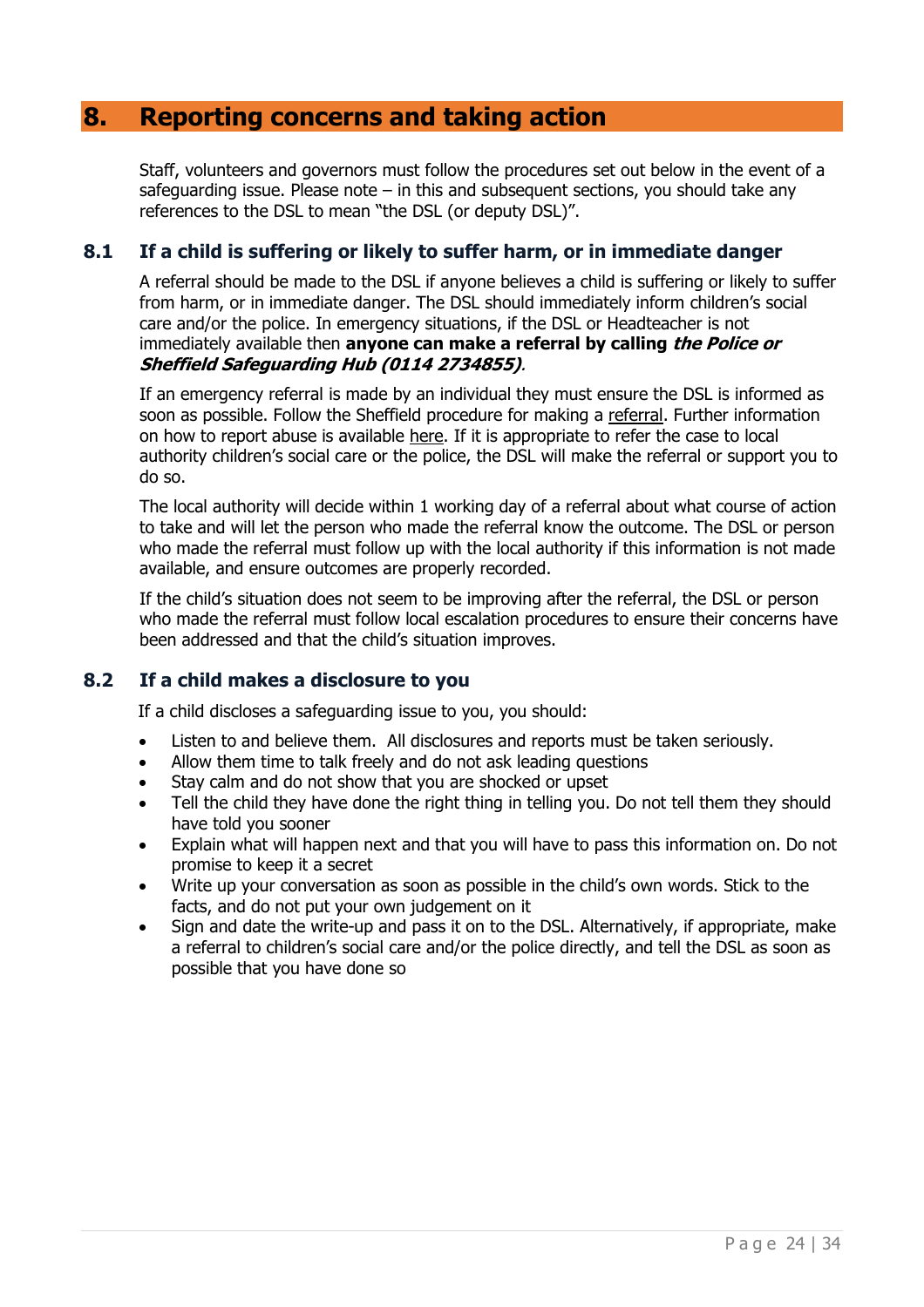# 8. Reporting concerns and taking action

Staff, volunteers and governors must follow the procedures set out below in the event of a safeguarding issue. Please note – in this and subsequent sections, you should take any references to the DSL to mean "the DSL (or deputy DSL)".

## 8.1 If a child is suffering or likely to suffer harm, or in immediate danger

A referral should be made to the DSL if anyone believes a child is suffering or likely to suffer from harm, or in immediate danger. The DSL should immediately inform children's social care and/or the police. In emergency situations, if the DSL or Headteacher is not immediately available then **anyone can make a referral by calling *the Police or Sheffield Safeguarding Hub (0114 2734855)***.

If an emergency referral is made by an individual they must ensure the DSL is informed as soon as possible. Follow the Sheffield procedure for making a referral. Further information on how to report abuse is available here. If it is appropriate to refer the case to local authority children's social care or the police, the DSL will make the referral or support you to do so.

The local authority will decide within 1 working day of a referral about what course of action to take and will let the person who made the referral know the outcome. The DSL or person who made the referral must follow up with the local authority if this information is not made available, and ensure outcomes are properly recorded.

If the child's situation does not seem to be improving after the referral, the DSL or person who made the referral must follow local escalation procedures to ensure their concerns have been addressed and that the child's situation improves.

## 8.2 If a child makes a disclosure to you

If a child discloses a safeguarding issue to you, you should:

- Listen to and believe them. All disclosures and reports must be taken seriously.
- Allow them time to talk freely and do not ask leading questions
- Stay calm and do not show that you are shocked or upset
- Tell the child they have done the right thing in telling you. Do not tell them they should have told you sooner
- Explain what will happen next and that you will have to pass this information on. Do not promise to keep it a secret
- Write up your conversation as soon as possible in the child's own words. Stick to the facts, and do not put your own judgement on it
- Sign and date the write-up and pass it on to the DSL. Alternatively, if appropriate, make a referral to children's social care and/or the police directly, and tell the DSL as soon as possible that you have done so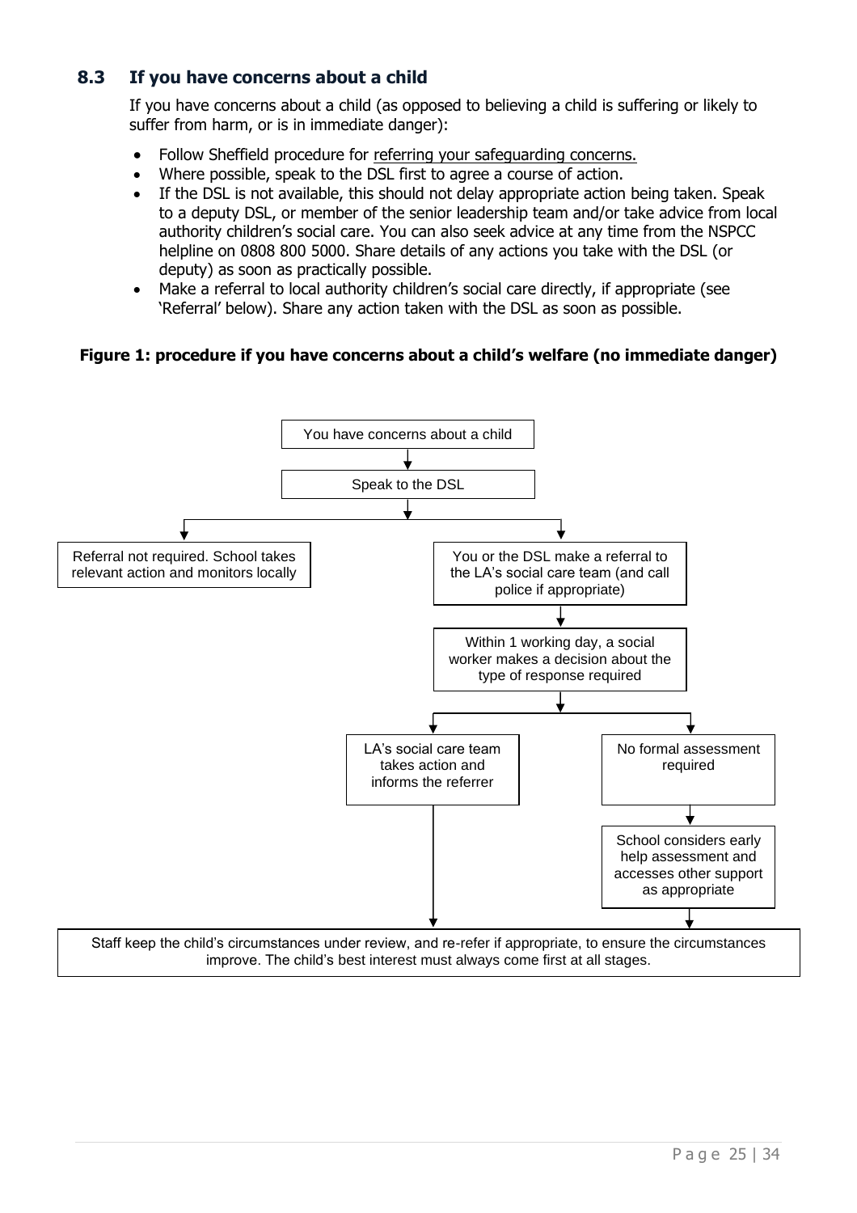### 8.3 If you have concerns about a child

If you have concerns about a child (as opposed to believing a child is suffering or likely to suffer from harm, or is in immediate danger):

- Follow Sheffield procedure for referring your safeguarding concerns.
- Where possible, speak to the DSL first to agree a course of action.
- If the DSL is not available, this should not delay appropriate action being taken. Speak to a deputy DSL, or member of the senior leadership team and/or take advice from local authority children's social care. You can also seek advice at any time from the NSPCC helpline on 0808 800 5000. Share details of any actions you take with the DSL (or deputy) as soon as practically possible.
- Make a referral to local authority children's social care directly, if appropriate (see 'Referral' below). Share any action taken with the DSL as soon as possible.

**Figure 1: procedure if you have concerns about a child's welfare (no immediate danger)**

You have concerns about a child

↓

Speak to the DSL

↓

- Referral not required. School takes relevant action and monitors locally
- You or the DSL make a referral to the LA's social care team (and call police if appropriate)
  - ↓ Within 1 working day, a social worker makes a decision about the type of response required
    - LA's social care team takes action and informs the referrer
    - No formal assessment required
      - ↓ School considers early help assessment and accesses other support as appropriate

↓

Staff keep the child's circumstances under review, and re-refer if appropriate, to ensure the circumstances improve. The child's best interest must always come first at all stages.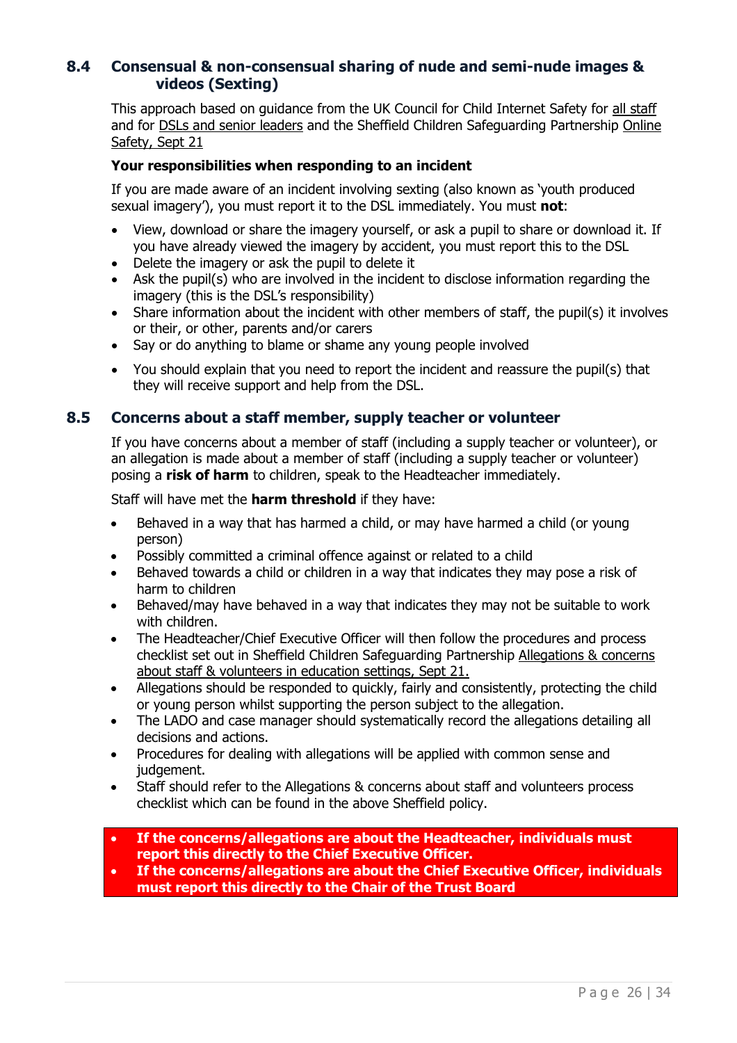### 8.4 Consensual & non-consensual sharing of nude and semi-nude images & videos (Sexting)

This approach based on guidance from the UK Council for Child Internet Safety for all staff and for DSLs and senior leaders and the Sheffield Children Safeguarding Partnership Online Safety, Sept 21

**Your responsibilities when responding to an incident**

If you are made aware of an incident involving sexting (also known as 'youth produced sexual imagery'), you must report it to the DSL immediately. You must **not**:

- View, download or share the imagery yourself, or ask a pupil to share or download it. If you have already viewed the imagery by accident, you must report this to the DSL
- Delete the imagery or ask the pupil to delete it
- Ask the pupil(s) who are involved in the incident to disclose information regarding the imagery (this is the DSL's responsibility)
- Share information about the incident with other members of staff, the pupil(s) it involves or their, or other, parents and/or carers
- Say or do anything to blame or shame any young people involved
- You should explain that you need to report the incident and reassure the pupil(s) that they will receive support and help from the DSL.

### 8.5 Concerns about a staff member, supply teacher or volunteer

If you have concerns about a member of staff (including a supply teacher or volunteer), or an allegation is made about a member of staff (including a supply teacher or volunteer) posing a **risk of harm** to children, speak to the Headteacher immediately.

Staff will have met the **harm threshold** if they have:

- Behaved in a way that has harmed a child, or may have harmed a child (or young person)
- Possibly committed a criminal offence against or related to a child
- Behaved towards a child or children in a way that indicates they may pose a risk of harm to children
- Behaved/may have behaved in a way that indicates they may not be suitable to work with children.
- The Headteacher/Chief Executive Officer will then follow the procedures and process checklist set out in Sheffield Children Safeguarding Partnership Allegations & concerns about staff & volunteers in education settings, Sept 21.
- Allegations should be responded to quickly, fairly and consistently, protecting the child or young person whilst supporting the person subject to the allegation.
- The LADO and case manager should systematically record the allegations detailing all decisions and actions.
- Procedures for dealing with allegations will be applied with common sense and judgement.
- Staff should refer to the Allegations & concerns about staff and volunteers process checklist which can be found in the above Sheffield policy.

- **If the concerns/allegations are about the Headteacher, individuals must report this directly to the Chief Executive Officer.**
- **If the concerns/allegations are about the Chief Executive Officer, individuals must report this directly to the Chair of the Trust Board**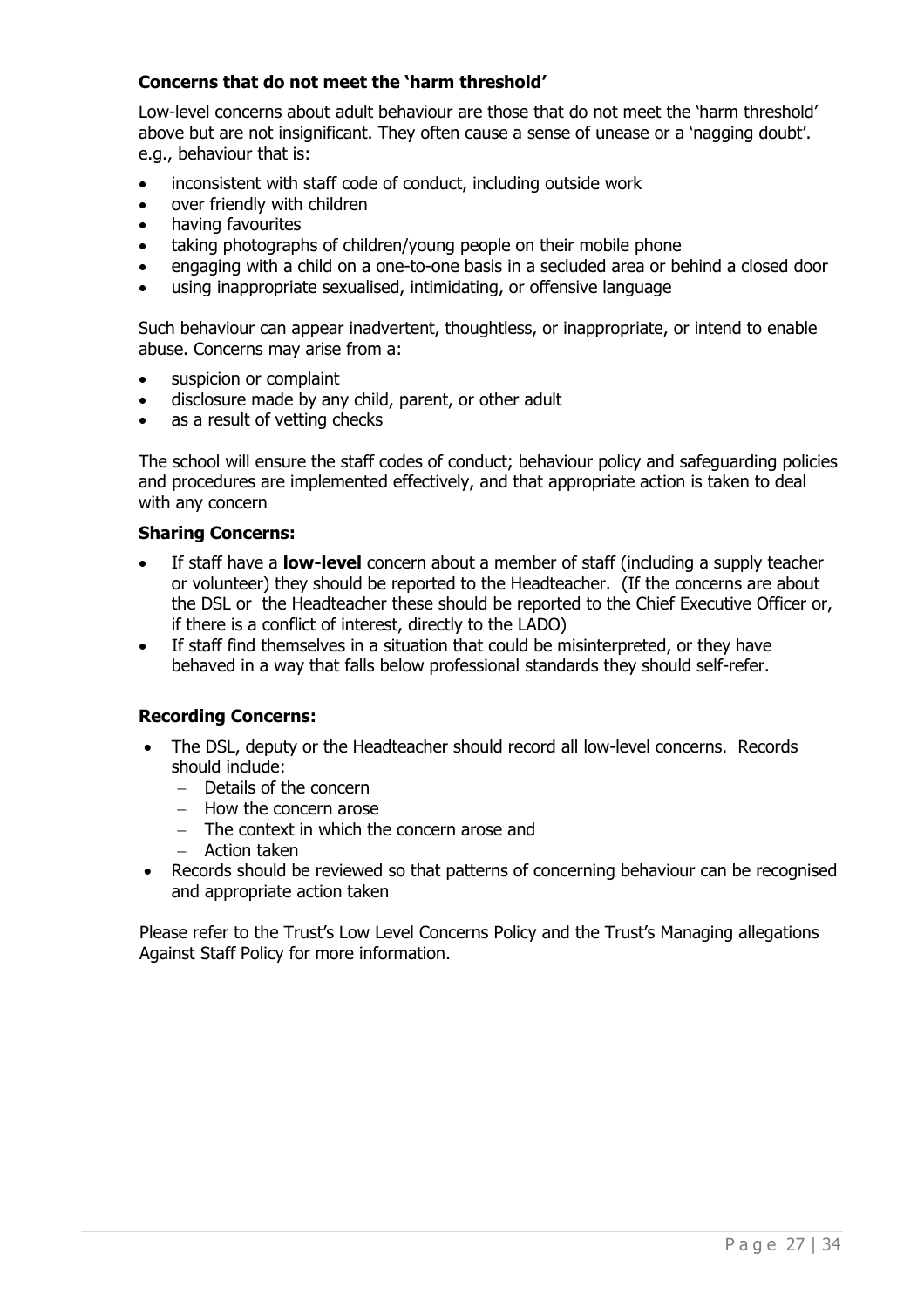### Concerns that do not meet the 'harm threshold'

Low-level concerns about adult behaviour are those that do not meet the 'harm threshold' above but are not insignificant. They often cause a sense of unease or a 'nagging doubt'. e.g., behaviour that is:

- inconsistent with staff code of conduct, including outside work
- over friendly with children
- having favourites
- taking photographs of children/young people on their mobile phone
- engaging with a child on a one-to-one basis in a secluded area or behind a closed door
- using inappropriate sexualised, intimidating, or offensive language

Such behaviour can appear inadvertent, thoughtless, or inappropriate, or intend to enable abuse. Concerns may arise from a:

- suspicion or complaint
- disclosure made by any child, parent, or other adult
- as a result of vetting checks

The school will ensure the staff codes of conduct; behaviour policy and safeguarding policies and procedures are implemented effectively, and that appropriate action is taken to deal with any concern

### Sharing Concerns:

- If staff have a **low-level** concern about a member of staff (including a supply teacher or volunteer) they should be reported to the Headteacher. (If the concerns are about the DSL or the Headteacher these should be reported to the Chief Executive Officer or, if there is a conflict of interest, directly to the LADO)
- If staff find themselves in a situation that could be misinterpreted, or they have behaved in a way that falls below professional standards they should self-refer.

### Recording Concerns:

- The DSL, deputy or the Headteacher should record all low-level concerns. Records should include:
  - Details of the concern
  - How the concern arose
  - The context in which the concern arose and
  - Action taken
- Records should be reviewed so that patterns of concerning behaviour can be recognised and appropriate action taken

Please refer to the Trust's Low Level Concerns Policy and the Trust's Managing allegations Against Staff Policy for more information.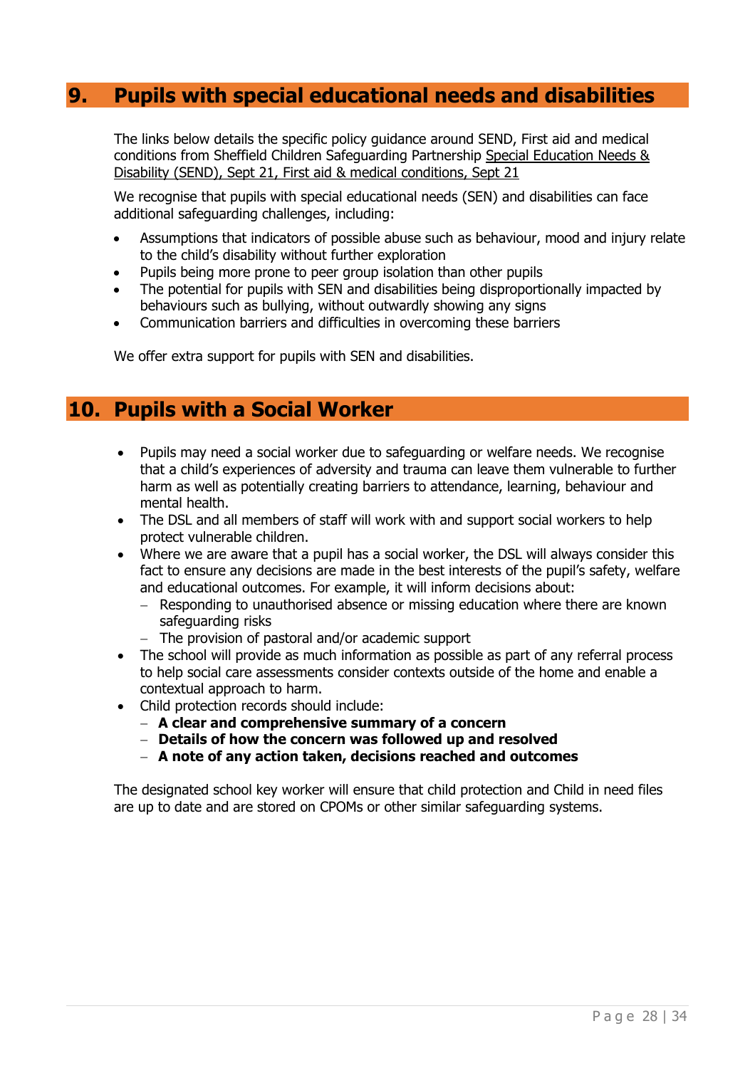## 9. Pupils with special educational needs and disabilities

The links below details the specific policy guidance around SEND, First aid and medical conditions from Sheffield Children Safeguarding Partnership Special Education Needs & Disability (SEND), Sept 21, First aid & medical conditions, Sept 21

We recognise that pupils with special educational needs (SEN) and disabilities can face additional safeguarding challenges, including:

- Assumptions that indicators of possible abuse such as behaviour, mood and injury relate to the child's disability without further exploration
- Pupils being more prone to peer group isolation than other pupils
- The potential for pupils with SEN and disabilities being disproportionally impacted by behaviours such as bullying, without outwardly showing any signs
- Communication barriers and difficulties in overcoming these barriers

We offer extra support for pupils with SEN and disabilities.

## 10. Pupils with a Social Worker

- Pupils may need a social worker due to safeguarding or welfare needs. We recognise that a child's experiences of adversity and trauma can leave them vulnerable to further harm as well as potentially creating barriers to attendance, learning, behaviour and mental health.
- The DSL and all members of staff will work with and support social workers to help protect vulnerable children.
- Where we are aware that a pupil has a social worker, the DSL will always consider this fact to ensure any decisions are made in the best interests of the pupil's safety, welfare and educational outcomes. For example, it will inform decisions about:
  - Responding to unauthorised absence or missing education where there are known safeguarding risks
  - The provision of pastoral and/or academic support
- The school will provide as much information as possible as part of any referral process to help social care assessments consider contexts outside of the home and enable a contextual approach to harm.
- Child protection records should include:
  - **A clear and comprehensive summary of a concern**
  - **Details of how the concern was followed up and resolved**
  - **A note of any action taken, decisions reached and outcomes**

The designated school key worker will ensure that child protection and Child in need files are up to date and are stored on CPOMs or other similar safeguarding systems.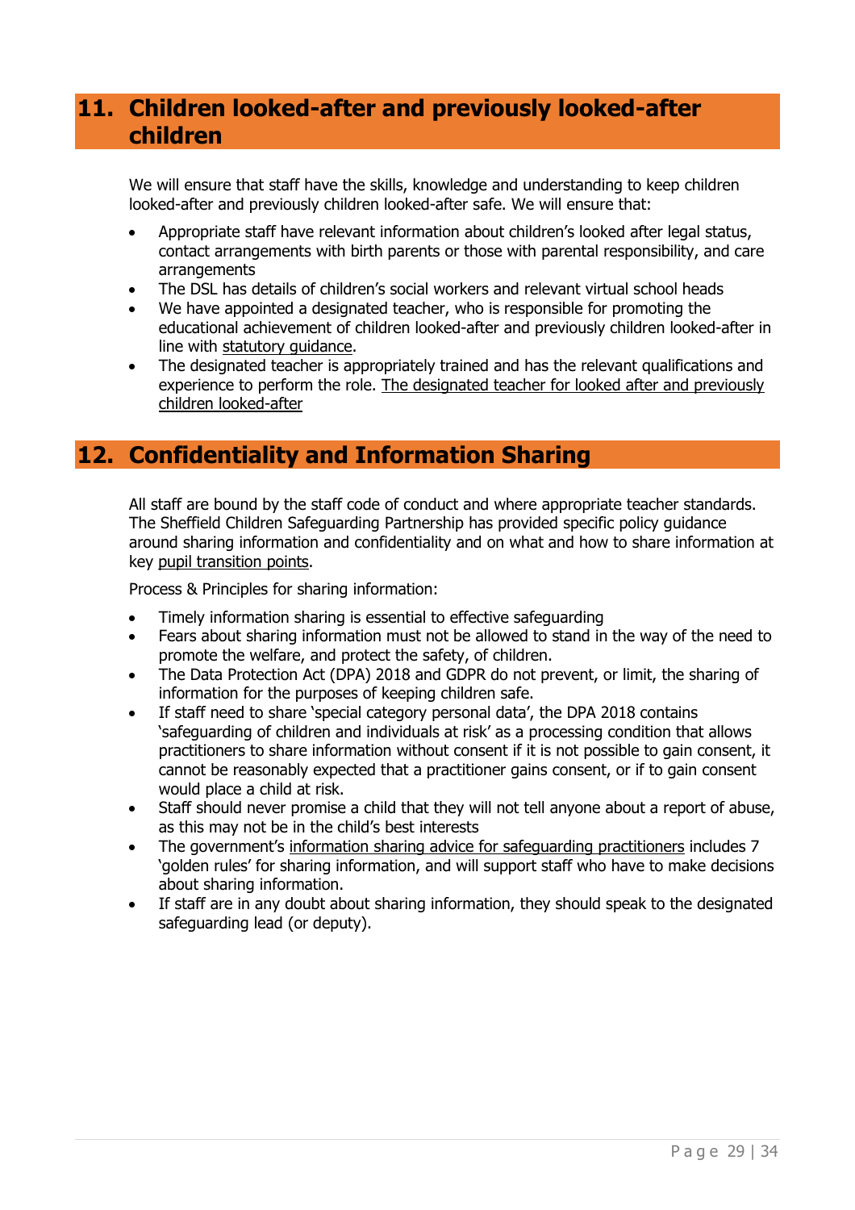## 11. Children looked-after and previously looked-after children

We will ensure that staff have the skills, knowledge and understanding to keep children looked-after and previously children looked-after safe. We will ensure that:

- Appropriate staff have relevant information about children's looked after legal status, contact arrangements with birth parents or those with parental responsibility, and care arrangements
- The DSL has details of children's social workers and relevant virtual school heads
- We have appointed a designated teacher, who is responsible for promoting the educational achievement of children looked-after and previously children looked-after in line with statutory guidance.
- The designated teacher is appropriately trained and has the relevant qualifications and experience to perform the role. The designated teacher for looked after and previously children looked-after

## 12. Confidentiality and Information Sharing

All staff are bound by the staff code of conduct and where appropriate teacher standards. The Sheffield Children Safeguarding Partnership has provided specific policy guidance around sharing information and confidentiality and on what and how to share information at key pupil transition points.

Process & Principles for sharing information:

- Timely information sharing is essential to effective safeguarding
- Fears about sharing information must not be allowed to stand in the way of the need to promote the welfare, and protect the safety, of children.
- The Data Protection Act (DPA) 2018 and GDPR do not prevent, or limit, the sharing of information for the purposes of keeping children safe.
- If staff need to share 'special category personal data', the DPA 2018 contains 'safeguarding of children and individuals at risk' as a processing condition that allows practitioners to share information without consent if it is not possible to gain consent, it cannot be reasonably expected that a practitioner gains consent, or if to gain consent would place a child at risk.
- Staff should never promise a child that they will not tell anyone about a report of abuse, as this may not be in the child's best interests
- The government's information sharing advice for safeguarding practitioners includes 7 'golden rules' for sharing information, and will support staff who have to make decisions about sharing information.
- If staff are in any doubt about sharing information, they should speak to the designated safeguarding lead (or deputy).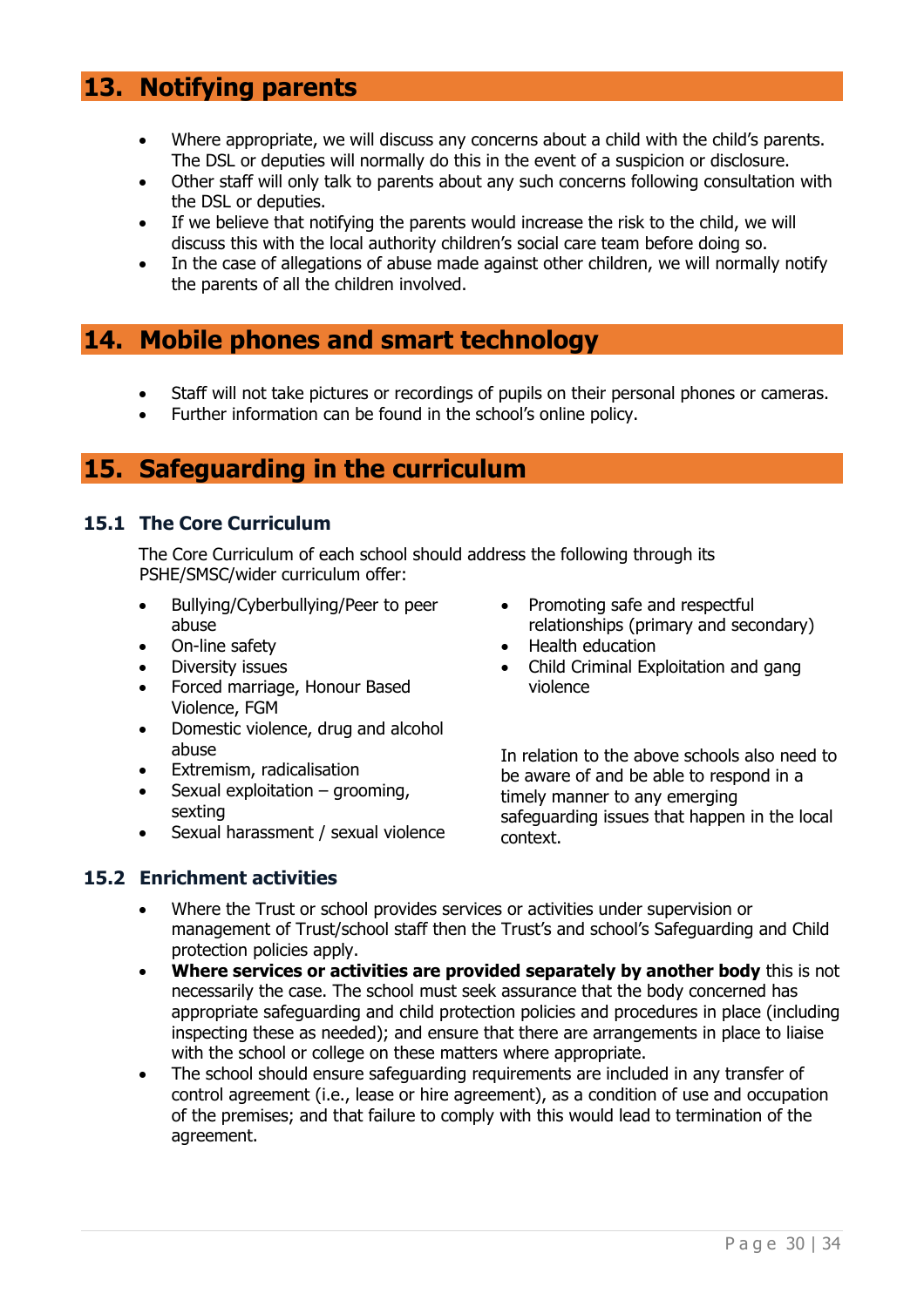## 13. Notifying parents

- Where appropriate, we will discuss any concerns about a child with the child's parents. The DSL or deputies will normally do this in the event of a suspicion or disclosure.
- Other staff will only talk to parents about any such concerns following consultation with the DSL or deputies.
- If we believe that notifying the parents would increase the risk to the child, we will discuss this with the local authority children's social care team before doing so.
- In the case of allegations of abuse made against other children, we will normally notify the parents of all the children involved.

## 14. Mobile phones and smart technology

- Staff will not take pictures or recordings of pupils on their personal phones or cameras.
- Further information can be found in the school's online policy.

## 15. Safeguarding in the curriculum

### 15.1 The Core Curriculum

The Core Curriculum of each school should address the following through its PSHE/SMSC/wider curriculum offer:

- Bullying/Cyberbullying/Peer to peer abuse
- On-line safety
- Diversity issues
- Forced marriage, Honour Based Violence, FGM
- Domestic violence, drug and alcohol abuse
- Extremism, radicalisation
- Sexual exploitation – grooming, sexting
- Sexual harassment / sexual violence
- Promoting safe and respectful relationships (primary and secondary)
- Health education
- Child Criminal Exploitation and gang violence

In relation to the above schools also need to be aware of and be able to respond in a timely manner to any emerging safeguarding issues that happen in the local context.

### 15.2 Enrichment activities

- Where the Trust or school provides services or activities under supervision or management of Trust/school staff then the Trust's and school's Safeguarding and Child protection policies apply.
- **Where services or activities are provided separately by another body** this is not necessarily the case. The school must seek assurance that the body concerned has appropriate safeguarding and child protection policies and procedures in place (including inspecting these as needed); and ensure that there are arrangements in place to liaise with the school or college on these matters where appropriate.
- The school should ensure safeguarding requirements are included in any transfer of control agreement (i.e., lease or hire agreement), as a condition of use and occupation of the premises; and that failure to comply with this would lead to termination of the agreement.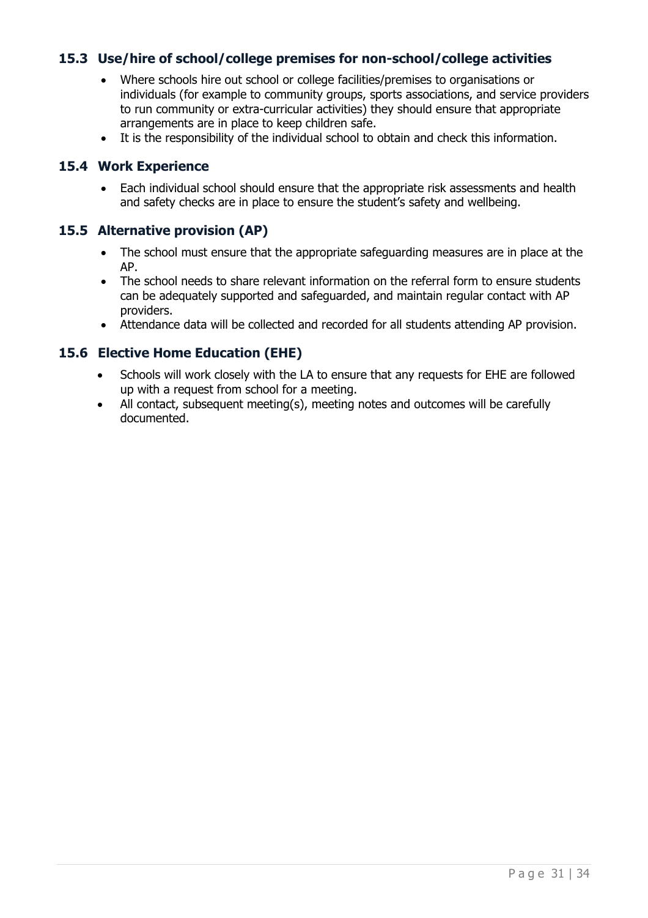### 15.3 Use/hire of school/college premises for non-school/college activities

- Where schools hire out school or college facilities/premises to organisations or individuals (for example to community groups, sports associations, and service providers to run community or extra-curricular activities) they should ensure that appropriate arrangements are in place to keep children safe.
- It is the responsibility of the individual school to obtain and check this information.

### 15.4 Work Experience

- Each individual school should ensure that the appropriate risk assessments and health and safety checks are in place to ensure the student's safety and wellbeing.

### 15.5 Alternative provision (AP)

- The school must ensure that the appropriate safeguarding measures are in place at the AP.
- The school needs to share relevant information on the referral form to ensure students can be adequately supported and safeguarded, and maintain regular contact with AP providers.
- Attendance data will be collected and recorded for all students attending AP provision.

### 15.6 Elective Home Education (EHE)

- Schools will work closely with the LA to ensure that any requests for EHE are followed up with a request from school for a meeting.
- All contact, subsequent meeting(s), meeting notes and outcomes will be carefully documented.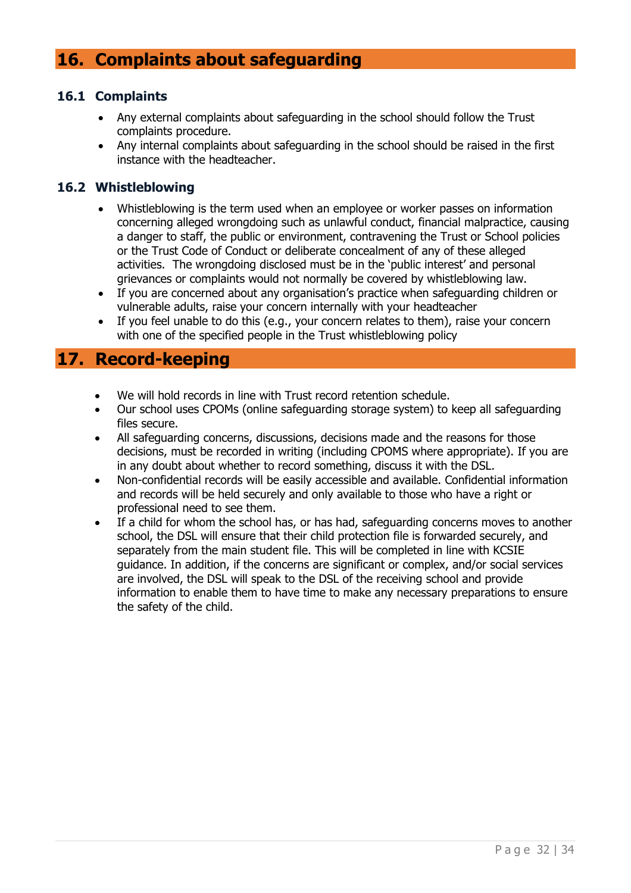# 16. Complaints about safeguarding

## 16.1 Complaints

- Any external complaints about safeguarding in the school should follow the Trust complaints procedure.
- Any internal complaints about safeguarding in the school should be raised in the first instance with the headteacher.

## 16.2 Whistleblowing

- Whistleblowing is the term used when an employee or worker passes on information concerning alleged wrongdoing such as unlawful conduct, financial malpractice, causing a danger to staff, the public or environment, contravening the Trust or School policies or the Trust Code of Conduct or deliberate concealment of any of these alleged activities. The wrongdoing disclosed must be in the 'public interest' and personal grievances or complaints would not normally be covered by whistleblowing law.
- If you are concerned about any organisation's practice when safeguarding children or vulnerable adults, raise your concern internally with your headteacher
- If you feel unable to do this (e.g., your concern relates to them), raise your concern with one of the specified people in the Trust whistleblowing policy

# 17. Record-keeping

- We will hold records in line with Trust record retention schedule.
- Our school uses CPOMs (online safeguarding storage system) to keep all safeguarding files secure.
- All safeguarding concerns, discussions, decisions made and the reasons for those decisions, must be recorded in writing (including CPOMS where appropriate). If you are in any doubt about whether to record something, discuss it with the DSL.
- Non-confidential records will be easily accessible and available. Confidential information and records will be held securely and only available to those who have a right or professional need to see them.
- If a child for whom the school has, or has had, safeguarding concerns moves to another school, the DSL will ensure that their child protection file is forwarded securely, and separately from the main student file. This will be completed in line with KCSIE guidance. In addition, if the concerns are significant or complex, and/or social services are involved, the DSL will speak to the DSL of the receiving school and provide information to enable them to have time to make any necessary preparations to ensure the safety of the child.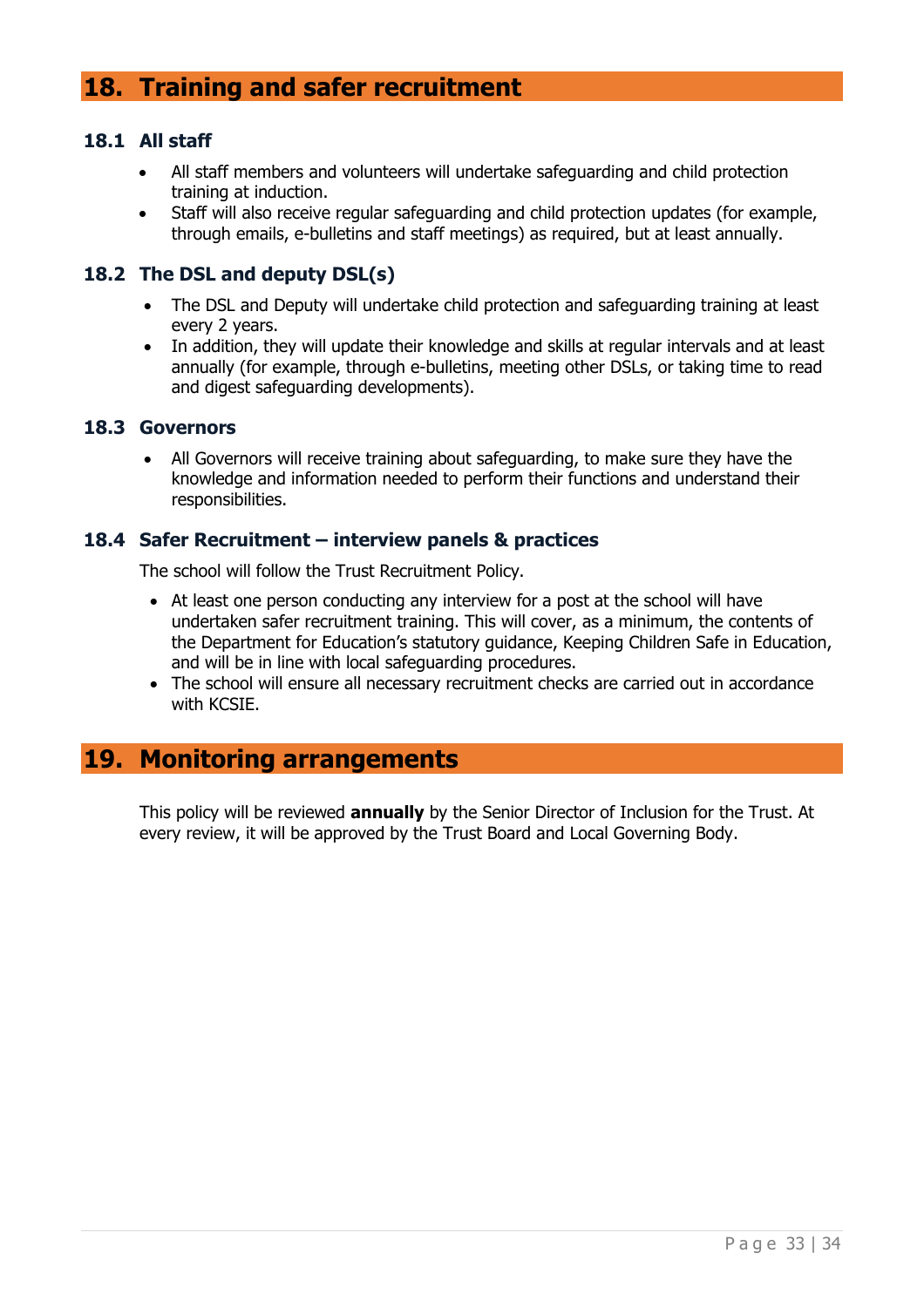## 18. Training and safer recruitment

### 18.1 All staff

- All staff members and volunteers will undertake safeguarding and child protection training at induction.
- Staff will also receive regular safeguarding and child protection updates (for example, through emails, e-bulletins and staff meetings) as required, but at least annually.

### 18.2 The DSL and deputy DSL(s)

- The DSL and Deputy will undertake child protection and safeguarding training at least every 2 years.
- In addition, they will update their knowledge and skills at regular intervals and at least annually (for example, through e-bulletins, meeting other DSLs, or taking time to read and digest safeguarding developments).

### 18.3 Governors

- All Governors will receive training about safeguarding, to make sure they have the knowledge and information needed to perform their functions and understand their responsibilities.

### 18.4 Safer Recruitment – interview panels & practices

The school will follow the Trust Recruitment Policy.

- At least one person conducting any interview for a post at the school will have undertaken safer recruitment training. This will cover, as a minimum, the contents of the Department for Education's statutory guidance, Keeping Children Safe in Education, and will be in line with local safeguarding procedures.
- The school will ensure all necessary recruitment checks are carried out in accordance with KCSIE.

## 19. Monitoring arrangements

This policy will be reviewed **annually** by the Senior Director of Inclusion for the Trust. At every review, it will be approved by the Trust Board and Local Governing Body.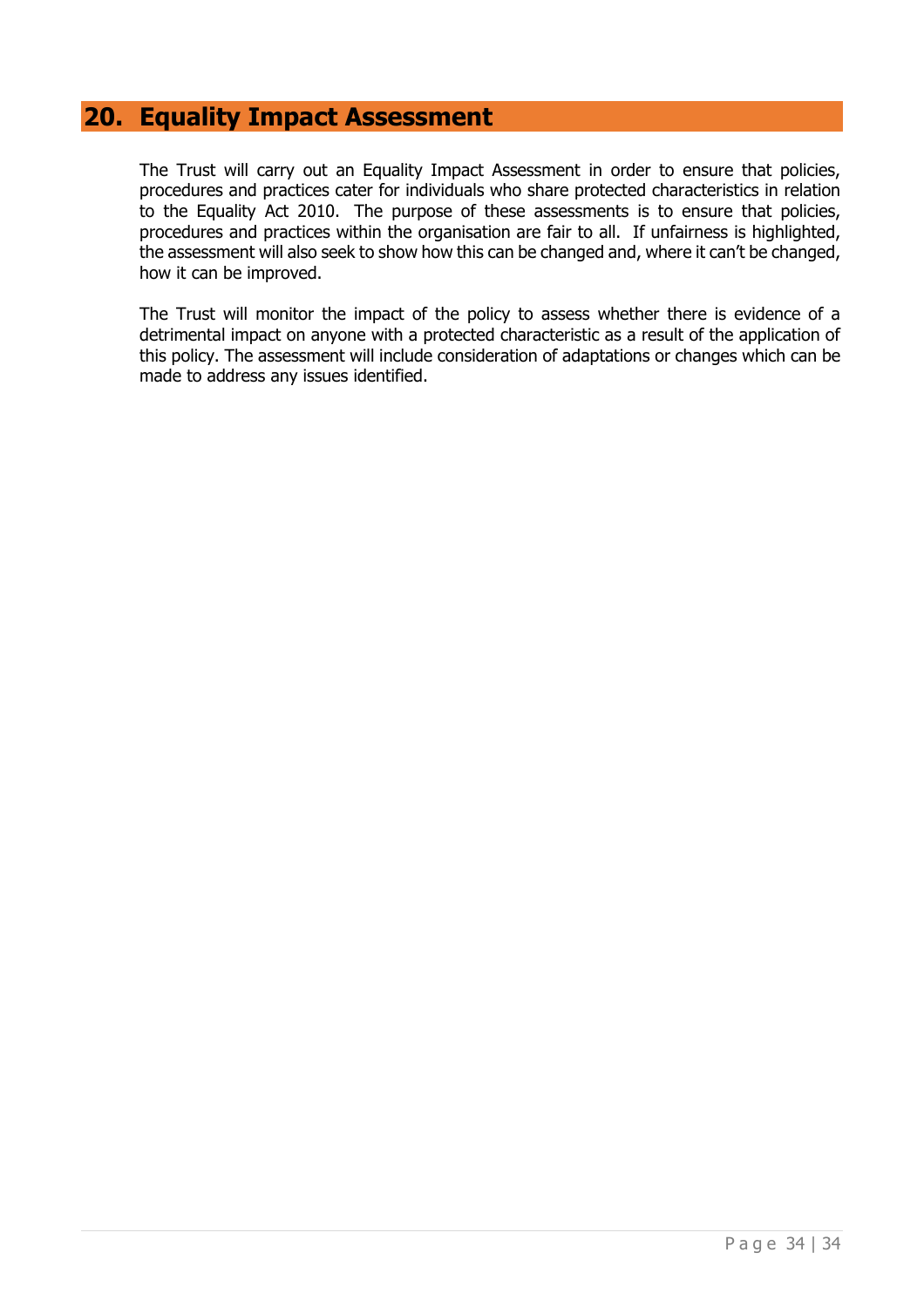## 20. Equality Impact Assessment

The Trust will carry out an Equality Impact Assessment in order to ensure that policies, procedures and practices cater for individuals who share protected characteristics in relation to the Equality Act 2010. The purpose of these assessments is to ensure that policies, procedures and practices within the organisation are fair to all. If unfairness is highlighted, the assessment will also seek to show how this can be changed and, where it can't be changed, how it can be improved.

The Trust will monitor the impact of the policy to assess whether there is evidence of a detrimental impact on anyone with a protected characteristic as a result of the application of this policy. The assessment will include consideration of adaptations or changes which can be made to address any issues identified.